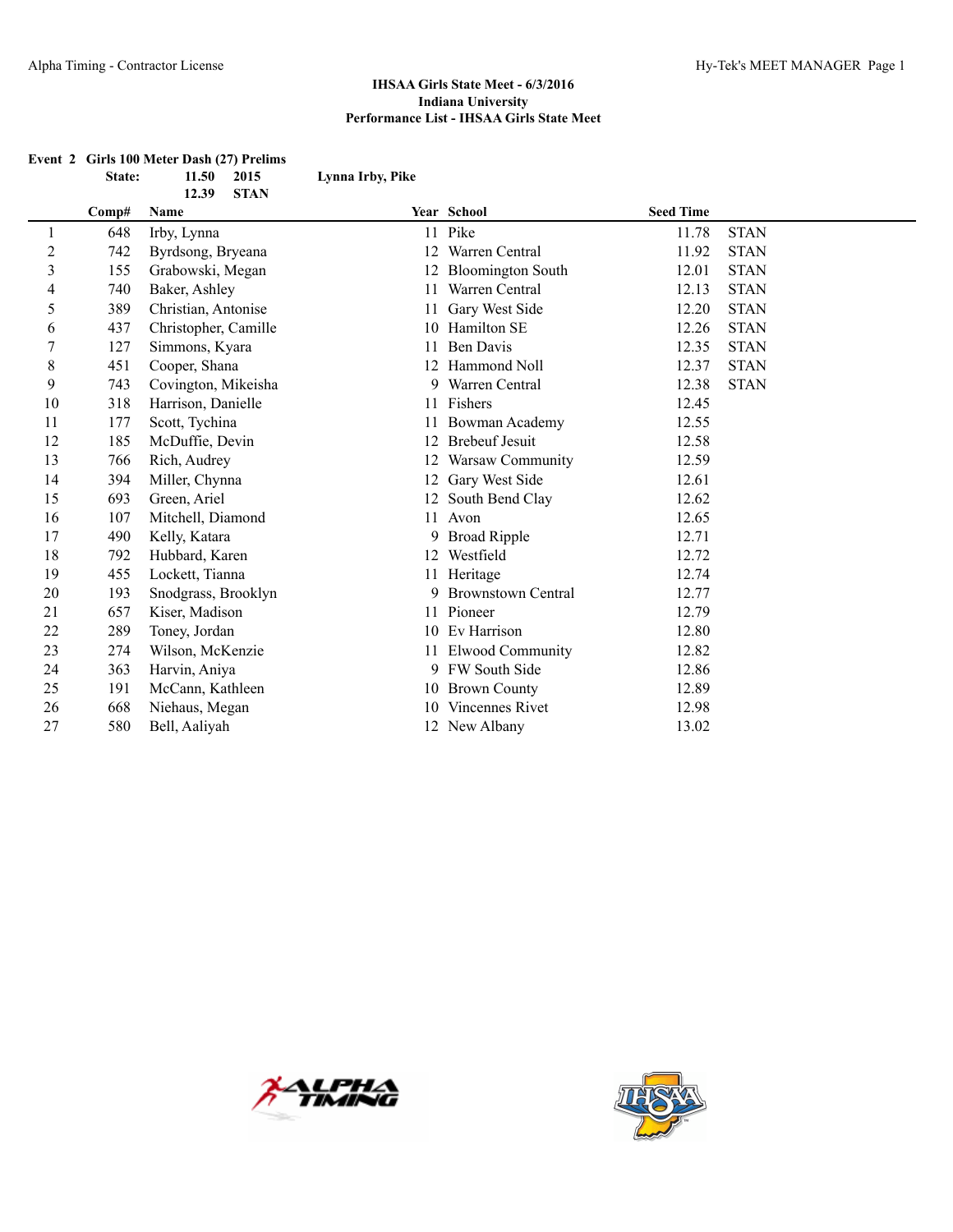### IHSAA Girls State Meet - 6/3/2016
### Indiana University
### Performance List - IHSAA Girls State Meet

**Event 2 Girls 100 Meter Dash (27) Prelims**

| State: | 11.50 | 2015 | Lynna Irby, Pike |
|---|---|---|---|
| | 12.39 | STAN | |

| | Comp# | Name | Year | School | Seed Time | |
|---|---|---|---|---|---|---|
| 1 | 648 | Irby, Lynna | 11 | Pike | 11.78 | STAN |
| 2 | 742 | Byrdsong, Bryeana | 12 | Warren Central | 11.92 | STAN |
| 3 | 155 | Grabowski, Megan | 12 | Bloomington South | 12.01 | STAN |
| 4 | 740 | Baker, Ashley | 11 | Warren Central | 12.13 | STAN |
| 5 | 389 | Christian, Antonise | 11 | Gary West Side | 12.20 | STAN |
| 6 | 437 | Christopher, Camille | 10 | Hamilton SE | 12.26 | STAN |
| 7 | 127 | Simmons, Kyara | 11 | Ben Davis | 12.35 | STAN |
| 8 | 451 | Cooper, Shana | 12 | Hammond Noll | 12.37 | STAN |
| 9 | 743 | Covington, Mikeisha | 9 | Warren Central | 12.38 | STAN |
| 10 | 318 | Harrison, Danielle | 11 | Fishers | 12.45 | |
| 11 | 177 | Scott, Tychina | 11 | Bowman Academy | 12.55 | |
| 12 | 185 | McDuffie, Devin | 12 | Brebeuf Jesuit | 12.58 | |
| 13 | 766 | Rich, Audrey | 12 | Warsaw Community | 12.59 | |
| 14 | 394 | Miller, Chynna | 12 | Gary West Side | 12.61 | |
| 15 | 693 | Green, Ariel | 12 | South Bend Clay | 12.62 | |
| 16 | 107 | Mitchell, Diamond | 11 | Avon | 12.65 | |
| 17 | 490 | Kelly, Katara | 9 | Broad Ripple | 12.71 | |
| 18 | 792 | Hubbard, Karen | 12 | Westfield | 12.72 | |
| 19 | 455 | Lockett, Tianna | 11 | Heritage | 12.74 | |
| 20 | 193 | Snodgrass, Brooklyn | 9 | Brownstown Central | 12.77 | |
| 21 | 657 | Kiser, Madison | 11 | Pioneer | 12.79 | |
| 22 | 289 | Toney, Jordan | 10 | Ev Harrison | 12.80 | |
| 23 | 274 | Wilson, McKenzie | 11 | Elwood Community | 12.82 | |
| 24 | 363 | Harvin, Aniya | 9 | FW South Side | 12.86 | |
| 25 | 191 | McCann, Kathleen | 10 | Brown County | 12.89 | |
| 26 | 668 | Niehaus, Megan | 10 | Vincennes Rivet | 12.98 | |
| 27 | 580 | Bell, Aaliyah | 12 | New Albany | 13.02 | |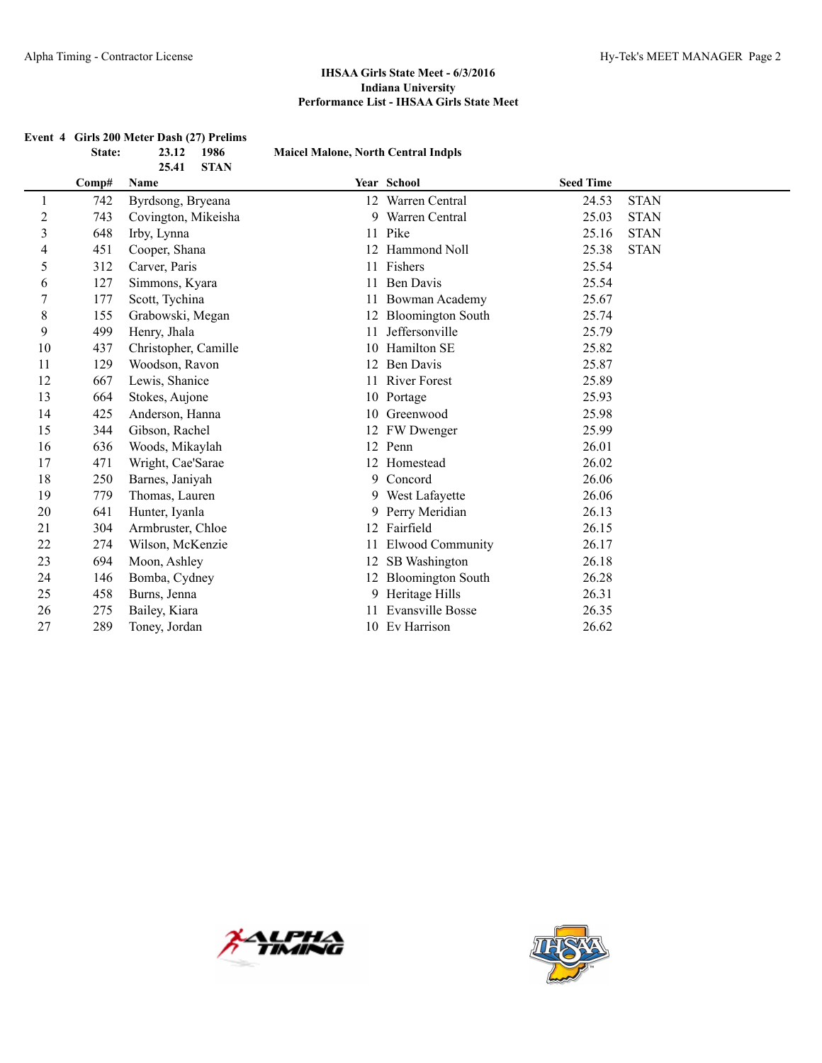**IHSAA Girls State Meet - 6/3/2016**
**Indiana University**
**Performance List - IHSAA Girls State Meet**

### Event 4 Girls 200 Meter Dash (27) Prelims

**State:** 23.12 1986 **Maicel Malone, North Central Indpls**
25.41 **STAN**

| | Comp# | Name | Year | School | Seed Time | |
|---|---|---|---|---|---|---|
| 1 | 742 | Byrdsong, Bryeana | 12 | Warren Central | 24.53 | STAN |
| 2 | 743 | Covington, Mikeisha | 9 | Warren Central | 25.03 | STAN |
| 3 | 648 | Irby, Lynna | 11 | Pike | 25.16 | STAN |
| 4 | 451 | Cooper, Shana | 12 | Hammond Noll | 25.38 | STAN |
| 5 | 312 | Carver, Paris | 11 | Fishers | 25.54 | |
| 6 | 127 | Simmons, Kyara | 11 | Ben Davis | 25.54 | |
| 7 | 177 | Scott, Tychina | 11 | Bowman Academy | 25.67 | |
| 8 | 155 | Grabowski, Megan | 12 | Bloomington South | 25.74 | |
| 9 | 499 | Henry, Jhala | 11 | Jeffersonville | 25.79 | |
| 10 | 437 | Christopher, Camille | 10 | Hamilton SE | 25.82 | |
| 11 | 129 | Woodson, Ravon | 12 | Ben Davis | 25.87 | |
| 12 | 667 | Lewis, Shanice | 11 | River Forest | 25.89 | |
| 13 | 664 | Stokes, Aujone | 10 | Portage | 25.93 | |
| 14 | 425 | Anderson, Hanna | 10 | Greenwood | 25.98 | |
| 15 | 344 | Gibson, Rachel | 12 | FW Dwenger | 25.99 | |
| 16 | 636 | Woods, Mikaylah | 12 | Penn | 26.01 | |
| 17 | 471 | Wright, Cae'Sarae | 12 | Homestead | 26.02 | |
| 18 | 250 | Barnes, Janiyah | 9 | Concord | 26.06 | |
| 19 | 779 | Thomas, Lauren | 9 | West Lafayette | 26.06 | |
| 20 | 641 | Hunter, Iyanla | 9 | Perry Meridian | 26.13 | |
| 21 | 304 | Armbruster, Chloe | 12 | Fairfield | 26.15 | |
| 22 | 274 | Wilson, McKenzie | 11 | Elwood Community | 26.17 | |
| 23 | 694 | Moon, Ashley | 12 | SB Washington | 26.18 | |
| 24 | 146 | Bomba, Cydney | 12 | Bloomington South | 26.28 | |
| 25 | 458 | Burns, Jenna | 9 | Heritage Hills | 26.31 | |
| 26 | 275 | Bailey, Kiara | 11 | Evansville Bosse | 26.35 | |
| 27 | 289 | Toney, Jordan | 10 | Ev Harrison | 26.62 | |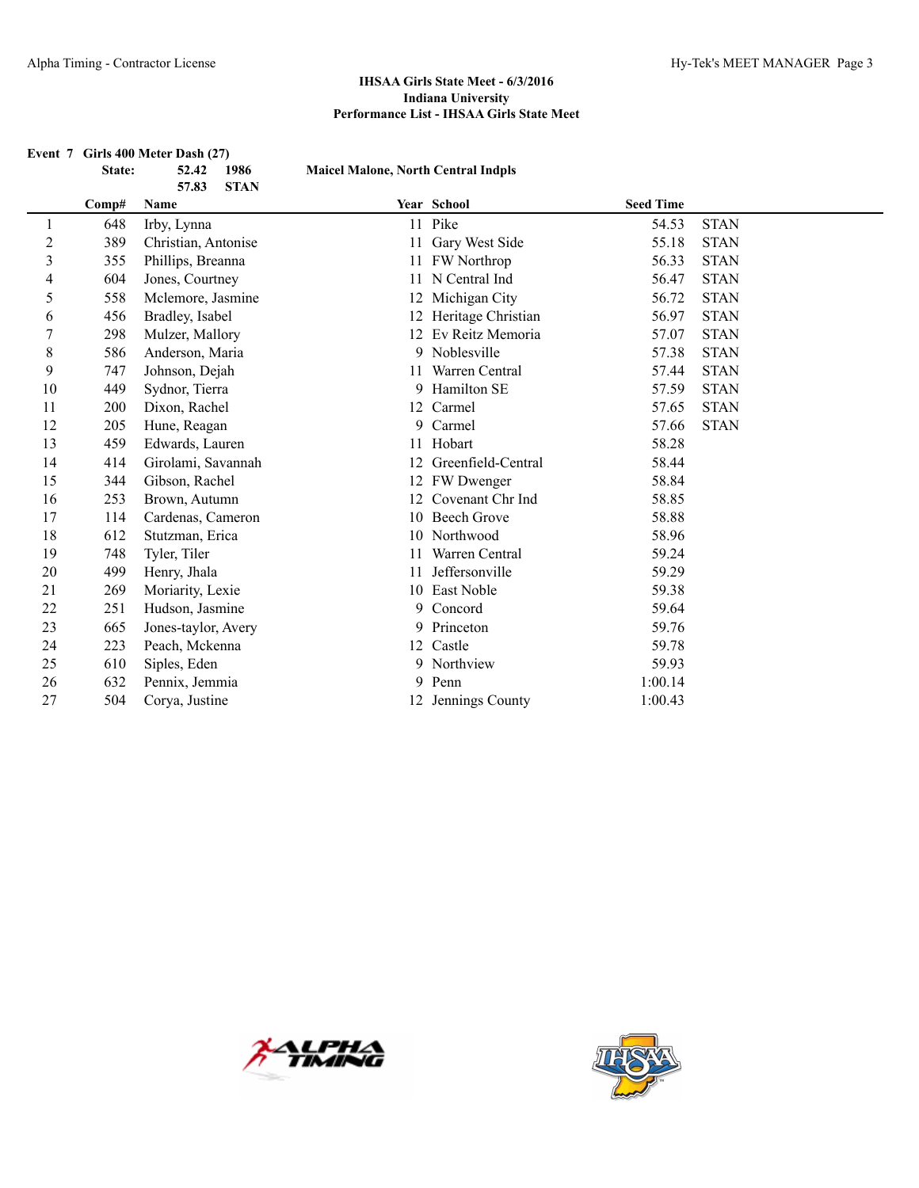**IHSAA Girls State Meet - 6/3/2016**
**Indiana University**
**Performance List - IHSAA Girls State Meet**

**Event 7 Girls 400 Meter Dash (27)**

**State: 52.42 1986 Maicel Malone, North Central Indpls**
**57.83 STAN**

| | Comp# | Name | Year | School | Seed Time | |
|---|---|---|---|---|---|---|
| 1 | 648 | Irby, Lynna | 11 | Pike | 54.53 | STAN |
| 2 | 389 | Christian, Antonise | 11 | Gary West Side | 55.18 | STAN |
| 3 | 355 | Phillips, Breanna | 11 | FW Northrop | 56.33 | STAN |
| 4 | 604 | Jones, Courtney | 11 | N Central Ind | 56.47 | STAN |
| 5 | 558 | Mclemore, Jasmine | 12 | Michigan City | 56.72 | STAN |
| 6 | 456 | Bradley, Isabel | 12 | Heritage Christian | 56.97 | STAN |
| 7 | 298 | Mulzer, Mallory | 12 | Ev Reitz Memoria | 57.07 | STAN |
| 8 | 586 | Anderson, Maria | 9 | Noblesville | 57.38 | STAN |
| 9 | 747 | Johnson, Dejah | 11 | Warren Central | 57.44 | STAN |
| 10 | 449 | Sydnor, Tierra | 9 | Hamilton SE | 57.59 | STAN |
| 11 | 200 | Dixon, Rachel | 12 | Carmel | 57.65 | STAN |
| 12 | 205 | Hune, Reagan | 9 | Carmel | 57.66 | STAN |
| 13 | 459 | Edwards, Lauren | 11 | Hobart | 58.28 | |
| 14 | 414 | Girolami, Savannah | 12 | Greenfield-Central | 58.44 | |
| 15 | 344 | Gibson, Rachel | 12 | FW Dwenger | 58.84 | |
| 16 | 253 | Brown, Autumn | 12 | Covenant Chr Ind | 58.85 | |
| 17 | 114 | Cardenas, Cameron | 10 | Beech Grove | 58.88 | |
| 18 | 612 | Stutzman, Erica | 10 | Northwood | 58.96 | |
| 19 | 748 | Tyler, Tiler | 11 | Warren Central | 59.24 | |
| 20 | 499 | Henry, Jhala | 11 | Jeffersonville | 59.29 | |
| 21 | 269 | Moriarity, Lexie | 10 | East Noble | 59.38 | |
| 22 | 251 | Hudson, Jasmine | 9 | Concord | 59.64 | |
| 23 | 665 | Jones-taylor, Avery | 9 | Princeton | 59.76 | |
| 24 | 223 | Peach, Mckenna | 12 | Castle | 59.78 | |
| 25 | 610 | Siples, Eden | 9 | Northview | 59.93 | |
| 26 | 632 | Pennix, Jemmia | 9 | Penn | 1:00.14 | |
| 27 | 504 | Corya, Justine | 12 | Jennings County | 1:00.43 | |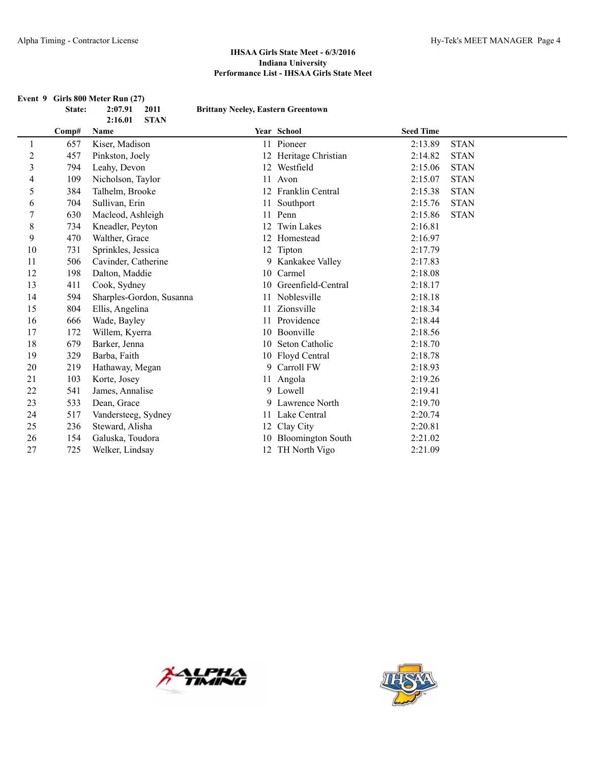**IHSAA Girls State Meet - 6/3/2016**
**Indiana University**
**Performance List - IHSAA Girls State Meet**

**Event 9 Girls 800 Meter Run (27)**

**State: 2:07.91 2011 Brittany Neeley, Eastern Greentown**
**2:16.01 STAN**

| | Comp# | Name | Year | School | Seed Time | |
|---|---|---|---|---|---|---|
| 1 | 657 | Kiser, Madison | 11 | Pioneer | 2:13.89 | STAN |
| 2 | 457 | Pinkston, Joely | 12 | Heritage Christian | 2:14.82 | STAN |
| 3 | 794 | Leahy, Devon | 12 | Westfield | 2:15.06 | STAN |
| 4 | 109 | Nicholson, Taylor | 11 | Avon | 2:15.07 | STAN |
| 5 | 384 | Talhelm, Brooke | 12 | Franklin Central | 2:15.38 | STAN |
| 6 | 704 | Sullivan, Erin | 11 | Southport | 2:15.76 | STAN |
| 7 | 630 | Macleod, Ashleigh | 11 | Penn | 2:15.86 | STAN |
| 8 | 734 | Kneadler, Peyton | 12 | Twin Lakes | 2:16.81 | |
| 9 | 470 | Walther, Grace | 12 | Homestead | 2:16.97 | |
| 10 | 731 | Sprinkles, Jessica | 12 | Tipton | 2:17.79 | |
| 11 | 506 | Cavinder, Catherine | 9 | Kankakee Valley | 2:17.83 | |
| 12 | 198 | Dalton, Maddie | 10 | Carmel | 2:18.08 | |
| 13 | 411 | Cook, Sydney | 10 | Greenfield-Central | 2:18.17 | |
| 14 | 594 | Sharples-Gordon, Susanna | 11 | Noblesville | 2:18.18 | |
| 15 | 804 | Ellis, Angelina | 11 | Zionsville | 2:18.34 | |
| 16 | 666 | Wade, Bayley | 11 | Providence | 2:18.44 | |
| 17 | 172 | Willem, Kyerra | 10 | Boonville | 2:18.56 | |
| 18 | 679 | Barker, Jenna | 10 | Seton Catholic | 2:18.70 | |
| 19 | 329 | Barba, Faith | 10 | Floyd Central | 2:18.78 | |
| 20 | 219 | Hathaway, Megan | 9 | Carroll FW | 2:18.93 | |
| 21 | 103 | Korte, Josey | 11 | Angola | 2:19.26 | |
| 22 | 541 | James, Annalise | 9 | Lowell | 2:19.41 | |
| 23 | 533 | Dean, Grace | 9 | Lawrence North | 2:19.70 | |
| 24 | 517 | Vandersteeg, Sydney | 11 | Lake Central | 2:20.74 | |
| 25 | 236 | Steward, Alisha | 12 | Clay City | 2:20.81 | |
| 26 | 154 | Galuska, Toudora | 10 | Bloomington South | 2:21.02 | |
| 27 | 725 | Welker, Lindsay | 12 | TH North Vigo | 2:21.09 | |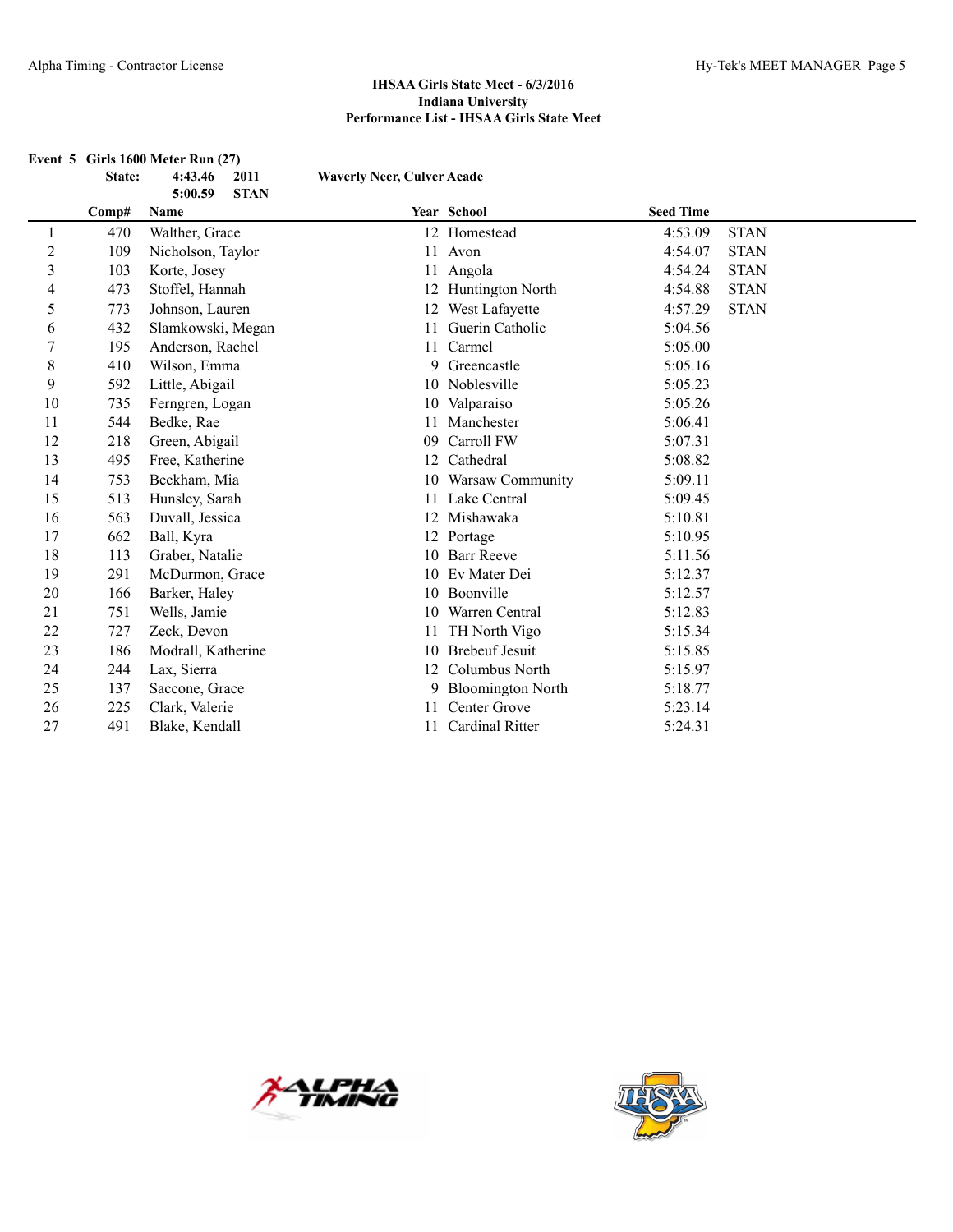**IHSAA Girls State Meet - 6/3/2016**
**Indiana University**
**Performance List - IHSAA Girls State Meet**

**Event 5 Girls 1600 Meter Run (27)**

**State: 4:43.46 2011 Waverly Neer, Culver Acade**
**5:00.59 STAN**

| | Comp# | Name | Year | School | Seed Time | |
|---|---|---|---|---|---|---|
| 1 | 470 | Walther, Grace | 12 | Homestead | 4:53.09 | STAN |
| 2 | 109 | Nicholson, Taylor | 11 | Avon | 4:54.07 | STAN |
| 3 | 103 | Korte, Josey | 11 | Angola | 4:54.24 | STAN |
| 4 | 473 | Stoffel, Hannah | 12 | Huntington North | 4:54.88 | STAN |
| 5 | 773 | Johnson, Lauren | 12 | West Lafayette | 4:57.29 | STAN |
| 6 | 432 | Slamkowski, Megan | 11 | Guerin Catholic | 5:04.56 | |
| 7 | 195 | Anderson, Rachel | 11 | Carmel | 5:05.00 | |
| 8 | 410 | Wilson, Emma | 9 | Greencastle | 5:05.16 | |
| 9 | 592 | Little, Abigail | 10 | Noblesville | 5:05.23 | |
| 10 | 735 | Ferngren, Logan | 10 | Valparaiso | 5:05.26 | |
| 11 | 544 | Bedke, Rae | 11 | Manchester | 5:06.41 | |
| 12 | 218 | Green, Abigail | 09 | Carroll FW | 5:07.31 | |
| 13 | 495 | Free, Katherine | 12 | Cathedral | 5:08.82 | |
| 14 | 753 | Beckham, Mia | 10 | Warsaw Community | 5:09.11 | |
| 15 | 513 | Hunsley, Sarah | 11 | Lake Central | 5:09.45 | |
| 16 | 563 | Duvall, Jessica | 12 | Mishawaka | 5:10.81 | |
| 17 | 662 | Ball, Kyra | 12 | Portage | 5:10.95 | |
| 18 | 113 | Graber, Natalie | 10 | Barr Reeve | 5:11.56 | |
| 19 | 291 | McDurmon, Grace | 10 | Ev Mater Dei | 5:12.37 | |
| 20 | 166 | Barker, Haley | 10 | Boonville | 5:12.57 | |
| 21 | 751 | Wells, Jamie | 10 | Warren Central | 5:12.83 | |
| 22 | 727 | Zeck, Devon | 11 | TH North Vigo | 5:15.34 | |
| 23 | 186 | Modrall, Katherine | 10 | Brebeuf Jesuit | 5:15.85 | |
| 24 | 244 | Lax, Sierra | 12 | Columbus North | 5:15.97 | |
| 25 | 137 | Saccone, Grace | 9 | Bloomington North | 5:18.77 | |
| 26 | 225 | Clark, Valerie | 11 | Center Grove | 5:23.14 | |
| 27 | 491 | Blake, Kendall | 11 | Cardinal Ritter | 5:24.31 | |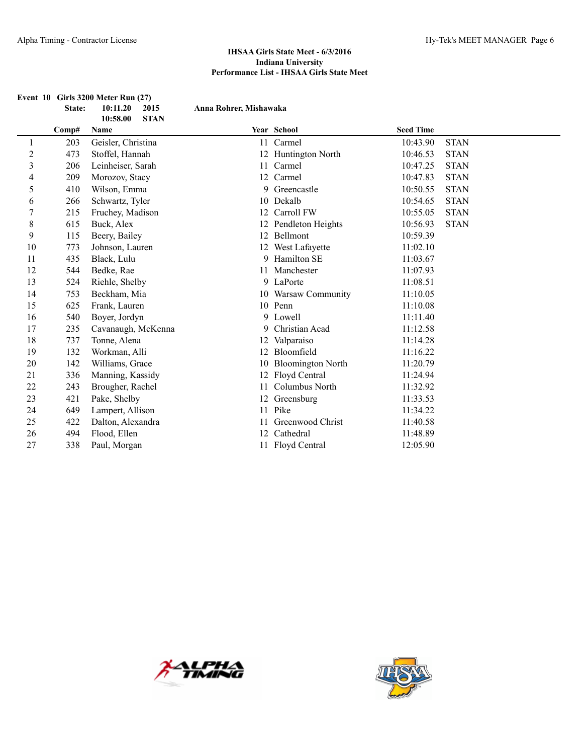**IHSAA Girls State Meet - 6/3/2016**
**Indiana University**
**Performance List - IHSAA Girls State Meet**

**Event 10 Girls 3200 Meter Run (27)**

| | | | | |
|---|---|---|---|---|
| **State:** | **10:11.20** | **2015** | **Anna Rohrer, Mishawaka** | |
| | **10:58.00** | **STAN** | | |

| | Comp# | Name | Year | School | Seed Time | |
|---|---|---|---|---|---|---|
| 1 | 203 | Geisler, Christina | 11 | Carmel | 10:43.90 | STAN |
| 2 | 473 | Stoffel, Hannah | 12 | Huntington North | 10:46.53 | STAN |
| 3 | 206 | Leinheiser, Sarah | 11 | Carmel | 10:47.25 | STAN |
| 4 | 209 | Morozov, Stacy | 12 | Carmel | 10:47.83 | STAN |
| 5 | 410 | Wilson, Emma | 9 | Greencastle | 10:50.55 | STAN |
| 6 | 266 | Schwartz, Tyler | 10 | Dekalb | 10:54.65 | STAN |
| 7 | 215 | Fruchey, Madison | 12 | Carroll FW | 10:55.05 | STAN |
| 8 | 615 | Buck, Alex | 12 | Pendleton Heights | 10:56.93 | STAN |
| 9 | 115 | Beery, Bailey | 12 | Bellmont | 10:59.39 | |
| 10 | 773 | Johnson, Lauren | 12 | West Lafayette | 11:02.10 | |
| 11 | 435 | Black, Lulu | 9 | Hamilton SE | 11:03.67 | |
| 12 | 544 | Bedke, Rae | 11 | Manchester | 11:07.93 | |
| 13 | 524 | Riehle, Shelby | 9 | LaPorte | 11:08.51 | |
| 14 | 753 | Beckham, Mia | 10 | Warsaw Community | 11:10.05 | |
| 15 | 625 | Frank, Lauren | 10 | Penn | 11:10.08 | |
| 16 | 540 | Boyer, Jordyn | 9 | Lowell | 11:11.40 | |
| 17 | 235 | Cavanaugh, McKenna | 9 | Christian Acad | 11:12.58 | |
| 18 | 737 | Tonne, Alena | 12 | Valparaiso | 11:14.28 | |
| 19 | 132 | Workman, Alli | 12 | Bloomfield | 11:16.22 | |
| 20 | 142 | Williams, Grace | 10 | Bloomington North | 11:20.79 | |
| 21 | 336 | Manning, Kassidy | 12 | Floyd Central | 11:24.94 | |
| 22 | 243 | Brougher, Rachel | 11 | Columbus North | 11:32.92 | |
| 23 | 421 | Pake, Shelby | 12 | Greensburg | 11:33.53 | |
| 24 | 649 | Lampert, Allison | 11 | Pike | 11:34.22 | |
| 25 | 422 | Dalton, Alexandra | 11 | Greenwood Christ | 11:40.58 | |
| 26 | 494 | Flood, Ellen | 12 | Cathedral | 11:48.89 | |
| 27 | 338 | Paul, Morgan | 11 | Floyd Central | 12:05.90 | |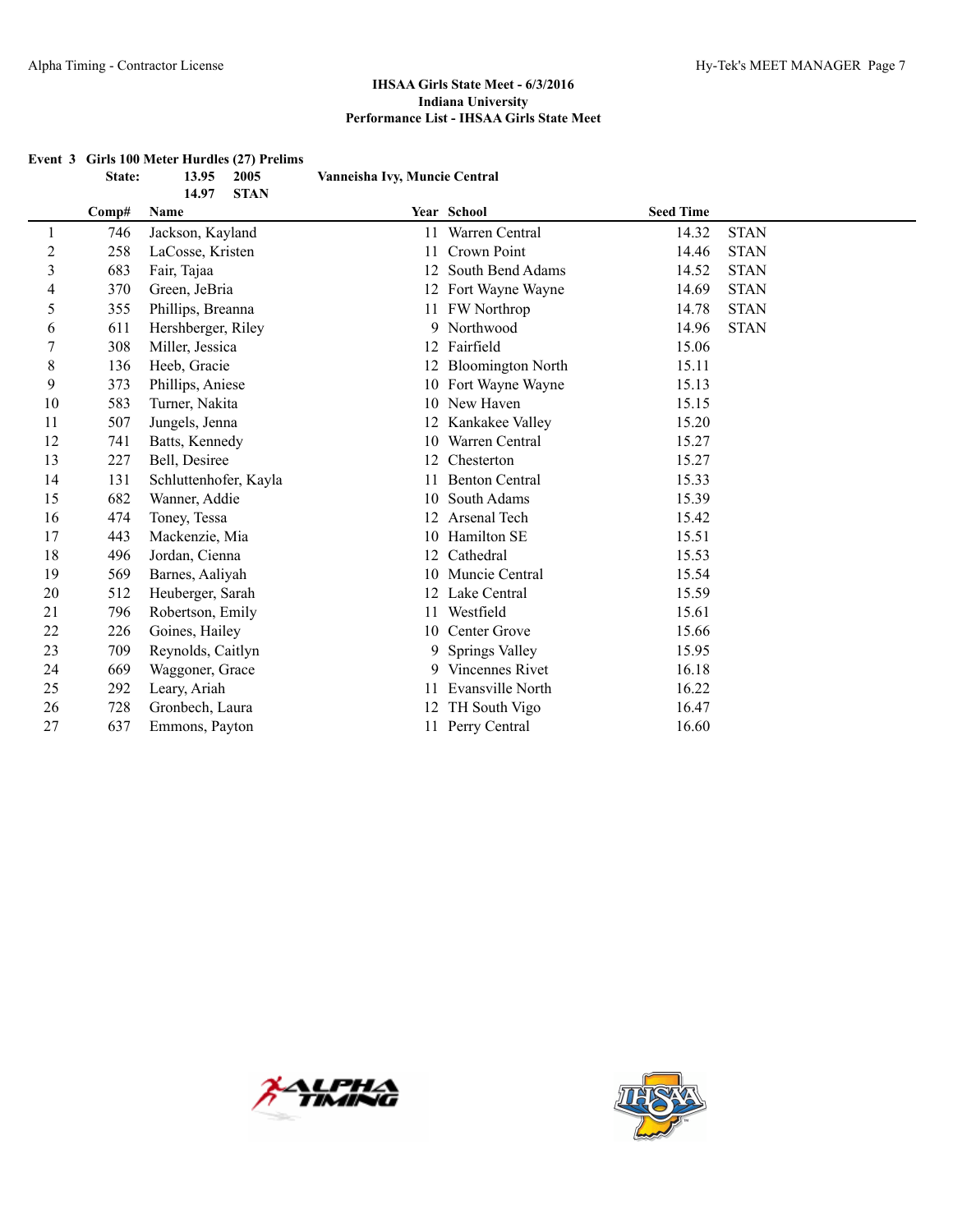**IHSAA Girls State Meet - 6/3/2016**
**Indiana University**
**Performance List - IHSAA Girls State Meet**

**Event 3 Girls 100 Meter Hurdles (27) Prelims**

| | | | | |
|---|---|---|---|---|
| **State:** | **13.95** | **2005** | **Vanneisha Ivy, Muncie Central** | |
| | **14.97** | **STAN** | | |

| | Comp# | Name | Year | School | Seed Time | |
|---|---|---|---|---|---|---|
| 1 | 746 | Jackson, Kayland | 11 | Warren Central | 14.32 | STAN |
| 2 | 258 | LaCosse, Kristen | 11 | Crown Point | 14.46 | STAN |
| 3 | 683 | Fair, Tajaa | 12 | South Bend Adams | 14.52 | STAN |
| 4 | 370 | Green, JeBria | 12 | Fort Wayne Wayne | 14.69 | STAN |
| 5 | 355 | Phillips, Breanna | 11 | FW Northrop | 14.78 | STAN |
| 6 | 611 | Hershberger, Riley | 9 | Northwood | 14.96 | STAN |
| 7 | 308 | Miller, Jessica | 12 | Fairfield | 15.06 | |
| 8 | 136 | Heeb, Gracie | 12 | Bloomington North | 15.11 | |
| 9 | 373 | Phillips, Aniese | 10 | Fort Wayne Wayne | 15.13 | |
| 10 | 583 | Turner, Nakita | 10 | New Haven | 15.15 | |
| 11 | 507 | Jungels, Jenna | 12 | Kankakee Valley | 15.20 | |
| 12 | 741 | Batts, Kennedy | 10 | Warren Central | 15.27 | |
| 13 | 227 | Bell, Desiree | 12 | Chesterton | 15.27 | |
| 14 | 131 | Schluttenhofer, Kayla | 11 | Benton Central | 15.33 | |
| 15 | 682 | Wanner, Addie | 10 | South Adams | 15.39 | |
| 16 | 474 | Toney, Tessa | 12 | Arsenal Tech | 15.42 | |
| 17 | 443 | Mackenzie, Mia | 10 | Hamilton SE | 15.51 | |
| 18 | 496 | Jordan, Cienna | 12 | Cathedral | 15.53 | |
| 19 | 569 | Barnes, Aaliyah | 10 | Muncie Central | 15.54 | |
| 20 | 512 | Heuberger, Sarah | 12 | Lake Central | 15.59 | |
| 21 | 796 | Robertson, Emily | 11 | Westfield | 15.61 | |
| 22 | 226 | Goines, Hailey | 10 | Center Grove | 15.66 | |
| 23 | 709 | Reynolds, Caitlyn | 9 | Springs Valley | 15.95 | |
| 24 | 669 | Waggoner, Grace | 9 | Vincennes Rivet | 16.18 | |
| 25 | 292 | Leary, Ariah | 11 | Evansville North | 16.22 | |
| 26 | 728 | Gronbech, Laura | 12 | TH South Vigo | 16.47 | |
| 27 | 637 | Emmons, Payton | 11 | Perry Central | 16.60 | |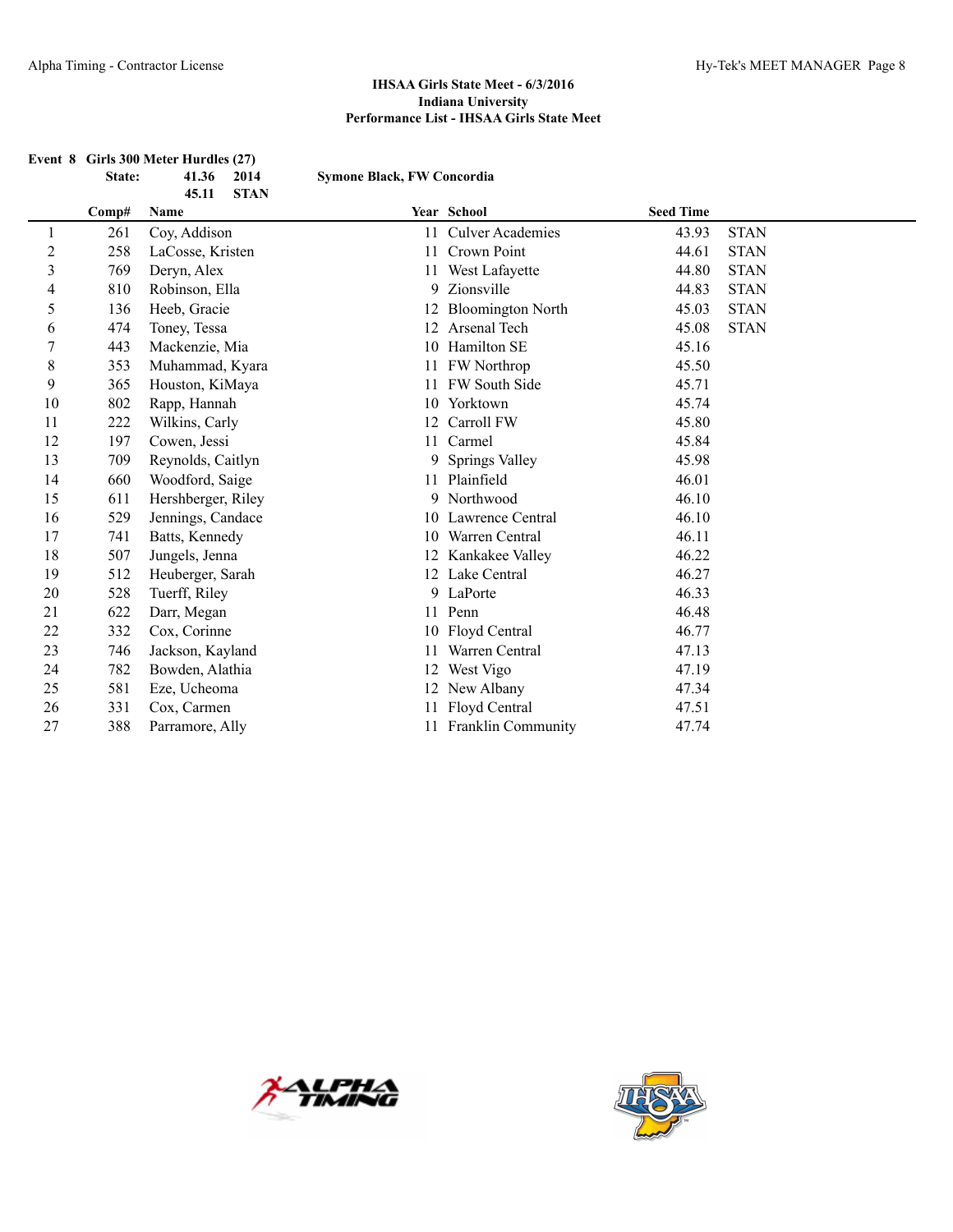**IHSAA Girls State Meet - 6/3/2016**
**Indiana University**
**Performance List - IHSAA Girls State Meet**

**Event 8 Girls 300 Meter Hurdles (27)**

**State: 41.36 2014 Symone Black, FW Concordia**
**45.11 STAN**

| | Comp# | Name | Year | School | Seed Time | |
|---|---|---|---|---|---|---|
| 1 | 261 | Coy, Addison | 11 | Culver Academies | 43.93 | STAN |
| 2 | 258 | LaCosse, Kristen | 11 | Crown Point | 44.61 | STAN |
| 3 | 769 | Deryn, Alex | 11 | West Lafayette | 44.80 | STAN |
| 4 | 810 | Robinson, Ella | 9 | Zionsville | 44.83 | STAN |
| 5 | 136 | Heeb, Gracie | 12 | Bloomington North | 45.03 | STAN |
| 6 | 474 | Toney, Tessa | 12 | Arsenal Tech | 45.08 | STAN |
| 7 | 443 | Mackenzie, Mia | 10 | Hamilton SE | 45.16 | |
| 8 | 353 | Muhammad, Kyara | 11 | FW Northrop | 45.50 | |
| 9 | 365 | Houston, KiMaya | 11 | FW South Side | 45.71 | |
| 10 | 802 | Rapp, Hannah | 10 | Yorktown | 45.74 | |
| 11 | 222 | Wilkins, Carly | 12 | Carroll FW | 45.80 | |
| 12 | 197 | Cowen, Jessi | 11 | Carmel | 45.84 | |
| 13 | 709 | Reynolds, Caitlyn | 9 | Springs Valley | 45.98 | |
| 14 | 660 | Woodford, Saige | 11 | Plainfield | 46.01 | |
| 15 | 611 | Hershberger, Riley | 9 | Northwood | 46.10 | |
| 16 | 529 | Jennings, Candace | 10 | Lawrence Central | 46.10 | |
| 17 | 741 | Batts, Kennedy | 10 | Warren Central | 46.11 | |
| 18 | 507 | Jungels, Jenna | 12 | Kankakee Valley | 46.22 | |
| 19 | 512 | Heuberger, Sarah | 12 | Lake Central | 46.27 | |
| 20 | 528 | Tuerff, Riley | 9 | LaPorte | 46.33 | |
| 21 | 622 | Darr, Megan | 11 | Penn | 46.48 | |
| 22 | 332 | Cox, Corinne | 10 | Floyd Central | 46.77 | |
| 23 | 746 | Jackson, Kayland | 11 | Warren Central | 47.13 | |
| 24 | 782 | Bowden, Alathia | 12 | West Vigo | 47.19 | |
| 25 | 581 | Eze, Ucheoma | 12 | New Albany | 47.34 | |
| 26 | 331 | Cox, Carmen | 11 | Floyd Central | 47.51 | |
| 27 | 388 | Parramore, Ally | 11 | Franklin Community | 47.74 | |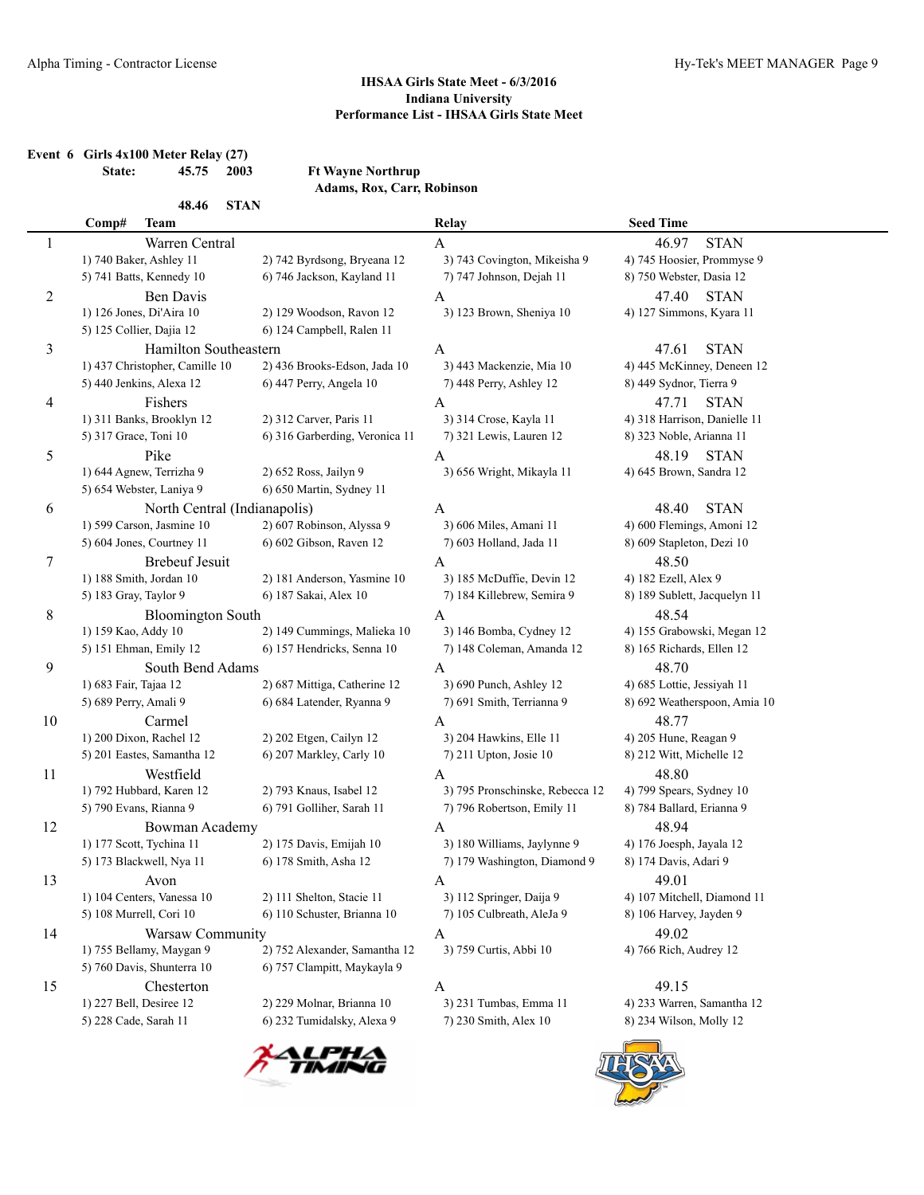**IHSAA Girls State Meet - 6/3/2016**
**Indiana University**
**Performance List - IHSAA Girls State Meet**

**Event 6 Girls 4x100 Meter Relay (27)**

| | | | |
|---|---|---|---|
| State: | 45.75 | 2003 | Ft Wayne Northrup |
| | | | Adams, Rox, Carr, Robinson |
| | 48.46 | STAN | |

| Comp# | Team | Relay | Seed Time |
|---|---|---|---|
| 1 | Warren Central | A | 46.97 STAN |
| | 1) 740 Baker, Ashley 11; 2) 742 Byrdsong, Bryeana 12; 3) 743 Covington, Mikeisha 9; 4) 745 Hoosier, Prommyse 9; 5) 741 Batts, Kennedy 10; 6) 746 Jackson, Kayland 11; 7) 747 Johnson, Dejah 11; 8) 750 Webster, Dasia 12 | | |
| 2 | Ben Davis | A | 47.40 STAN |
| | 1) 126 Jones, Di'Aira 10; 2) 129 Woodson, Ravon 12; 3) 123 Brown, Sheniya 10; 4) 127 Simmons, Kyara 11; 5) 125 Collier, Dajia 12; 6) 124 Campbell, Ralen 11 | | |
| 3 | Hamilton Southeastern | A | 47.61 STAN |
| | 1) 437 Christopher, Camille 10; 2) 436 Brooks-Edson, Jada 10; 3) 443 Mackenzie, Mia 10; 4) 445 McKinney, Deneen 12; 5) 440 Jenkins, Alexa 12; 6) 447 Perry, Angela 10; 7) 448 Perry, Ashley 12; 8) 449 Sydnor, Tierra 9 | | |
| 4 | Fishers | A | 47.71 STAN |
| | 1) 311 Banks, Brooklyn 12; 2) 312 Carver, Paris 11; 3) 314 Crose, Kayla 11; 4) 318 Harrison, Danielle 11; 5) 317 Grace, Toni 10; 6) 316 Garberding, Veronica 11; 7) 321 Lewis, Lauren 12; 8) 323 Noble, Arianna 11 | | |
| 5 | Pike | A | 48.19 STAN |
| | 1) 644 Agnew, Terrizha 9; 2) 652 Ross, Jailyn 9; 3) 656 Wright, Mikayla 11; 4) 645 Brown, Sandra 12; 5) 654 Webster, Laniya 9; 6) 650 Martin, Sydney 11 | | |
| 6 | North Central (Indianapolis) | A | 48.40 STAN |
| | 1) 599 Carson, Jasmine 10; 2) 607 Robinson, Alyssa 9; 3) 606 Miles, Amani 11; 4) 600 Flemings, Amoni 12; 5) 604 Jones, Courtney 11; 6) 602 Gibson, Raven 12; 7) 603 Holland, Jada 11; 8) 609 Stapleton, Dezi 10 | | |
| 7 | Brebeuf Jesuit | A | 48.50 |
| | 1) 188 Smith, Jordan 10; 2) 181 Anderson, Yasmine 10; 3) 185 McDuffie, Devin 12; 4) 182 Ezell, Alex 9; 5) 183 Gray, Taylor 9; 6) 187 Sakai, Alex 10; 7) 184 Killebrew, Semira 9; 8) 189 Sublett, Jacquelyn 11 | | |
| 8 | Bloomington South | A | 48.54 |
| | 1) 159 Kao, Addy 10; 2) 149 Cummings, Malieka 10; 3) 146 Bomba, Cydney 12; 4) 155 Grabowski, Megan 12; 5) 151 Ehman, Emily 12; 6) 157 Hendricks, Senna 10; 7) 148 Coleman, Amanda 12; 8) 165 Richards, Ellen 12 | | |
| 9 | South Bend Adams | A | 48.70 |
| | 1) 683 Fair, Tajaa 12; 2) 687 Mittiga, Catherine 12; 3) 690 Punch, Ashley 12; 4) 685 Lottie, Jessiyah 11; 5) 689 Perry, Amali 9; 6) 684 Latender, Ryanna 9; 7) 691 Smith, Terrianna 9; 8) 692 Weatherspoon, Amia 10 | | |
| 10 | Carmel | A | 48.77 |
| | 1) 200 Dixon, Rachel 12; 2) 202 Etgen, Cailyn 12; 3) 204 Hawkins, Elle 11; 4) 205 Hune, Reagan 9; 5) 201 Eastes, Samantha 12; 6) 207 Markley, Carly 10; 7) 211 Upton, Josie 10; 8) 212 Witt, Michelle 12 | | |
| 11 | Westfield | A | 48.80 |
| | 1) 792 Hubbard, Karen 12; 2) 793 Knaus, Isabel 12; 3) 795 Pronschinske, Rebecca 12; 4) 799 Spears, Sydney 10; 5) 790 Evans, Rianna 9; 6) 791 Golliher, Sarah 11; 7) 796 Robertson, Emily 11; 8) 784 Ballard, Erianna 9 | | |
| 12 | Bowman Academy | A | 48.94 |
| | 1) 177 Scott, Tychina 11; 2) 175 Davis, Emijah 10; 3) 180 Williams, Jaylynne 9; 4) 176 Joesph, Jayala 12; 5) 173 Blackwell, Nya 11; 6) 178 Smith, Asha 12; 7) 179 Washington, Diamond 9; 8) 174 Davis, Adari 9 | | |
| 13 | Avon | A | 49.01 |
| | 1) 104 Centers, Vanessa 10; 2) 111 Shelton, Stacie 11; 3) 112 Springer, Daija 9; 4) 107 Mitchell, Diamond 11; 5) 108 Murrell, Cori 10; 6) 110 Schuster, Brianna 10; 7) 105 Culbreath, AleJa 9; 8) 106 Harvey, Jayden 9 | | |
| 14 | Warsaw Community | A | 49.02 |
| | 1) 755 Bellamy, Maygan 9; 2) 752 Alexander, Samantha 12; 3) 759 Curtis, Abbi 10; 4) 766 Rich, Audrey 12; 5) 760 Davis, Shunterra 10; 6) 757 Clampitt, Maykayla 9 | | |
| 15 | Chesterton | A | 49.15 |
| | 1) 227 Bell, Desiree 12; 2) 229 Molnar, Brianna 10; 3) 231 Tumbas, Emma 11; 4) 233 Warren, Samantha 12; 5) 228 Cade, Sarah 11; 6) 232 Tumidalsky, Alexa 9; 7) 230 Smith, Alex 10; 8) 234 Wilson, Molly 12 | | |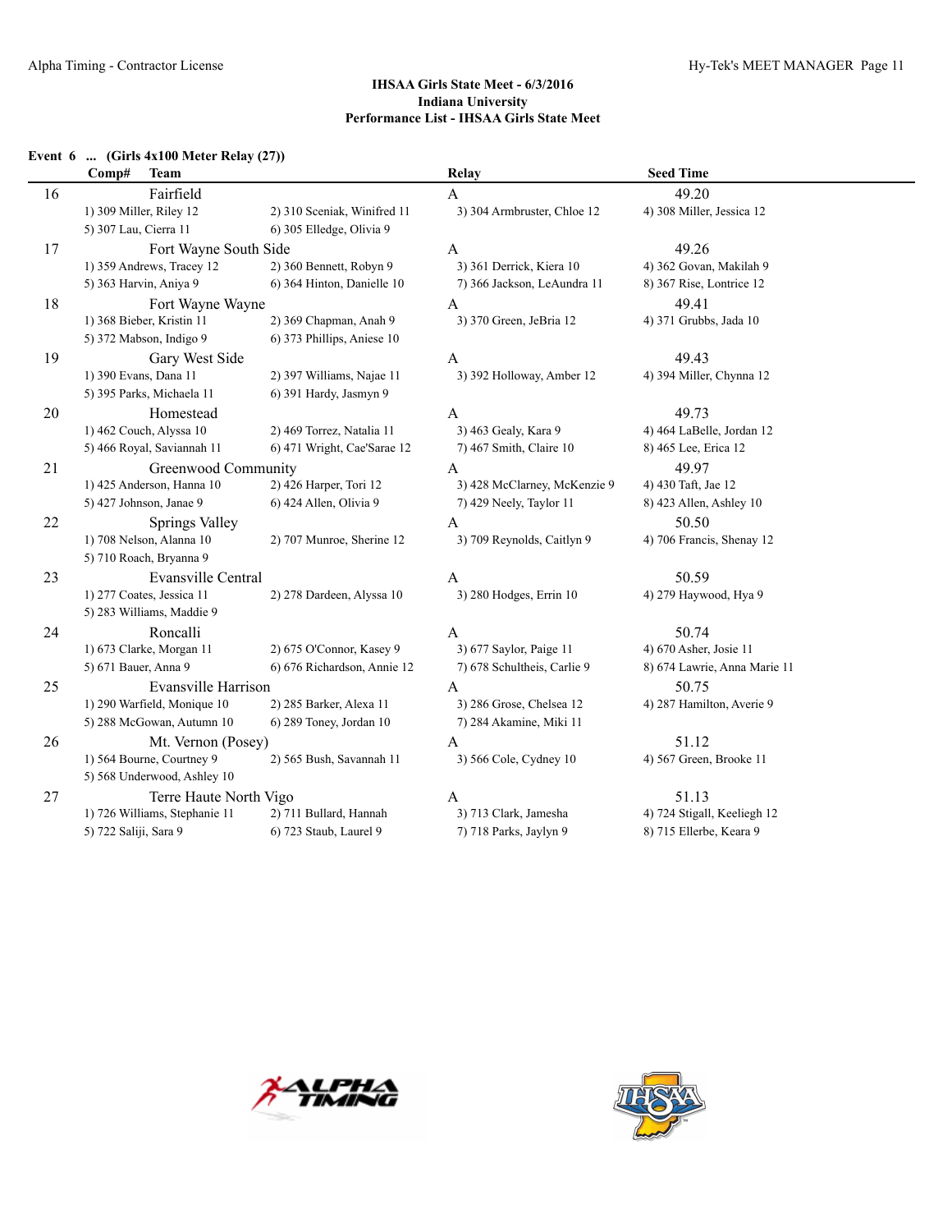**IHSAA Girls State Meet - 6/3/2016**
**Indiana University**
**Performance List - IHSAA Girls State Meet**

**Event 6 ... (Girls 4x100 Meter Relay (27))**

| Comp# | Team | | Relay | Seed Time |
|---|---|---|---|---|
| 16 | Fairfield | | A | 49.20 |
| | 1) 309 Miller, Riley 12 | 2) 310 Sceniak, Winifred 11 | 3) 304 Armbruster, Chloe 12 | 4) 308 Miller, Jessica 12 |
| | 5) 307 Lau, Cierra 11 | 6) 305 Elledge, Olivia 9 | | |
| 17 | Fort Wayne South Side | | A | 49.26 |
| | 1) 359 Andrews, Tracey 12 | 2) 360 Bennett, Robyn 9 | 3) 361 Derrick, Kiera 10 | 4) 362 Govan, Makilah 9 |
| | 5) 363 Harvin, Aniya 9 | 6) 364 Hinton, Danielle 10 | 7) 366 Jackson, LeAundra 11 | 8) 367 Rise, Lontrice 12 |
| 18 | Fort Wayne Wayne | | A | 49.41 |
| | 1) 368 Bieber, Kristin 11 | 2) 369 Chapman, Anah 9 | 3) 370 Green, JeBria 12 | 4) 371 Grubbs, Jada 10 |
| | 5) 372 Mabson, Indigo 9 | 6) 373 Phillips, Aniese 10 | | |
| 19 | Gary West Side | | A | 49.43 |
| | 1) 390 Evans, Dana 11 | 2) 397 Williams, Najae 11 | 3) 392 Holloway, Amber 12 | 4) 394 Miller, Chynna 12 |
| | 5) 395 Parks, Michaela 11 | 6) 391 Hardy, Jasmyn 9 | | |
| 20 | Homestead | | A | 49.73 |
| | 1) 462 Couch, Alyssa 10 | 2) 469 Torrez, Natalia 11 | 3) 463 Gealy, Kara 9 | 4) 464 LaBelle, Jordan 12 |
| | 5) 466 Royal, Saviannah 11 | 6) 471 Wright, Cae'Sarae 12 | 7) 467 Smith, Claire 10 | 8) 465 Lee, Erica 12 |
| 21 | Greenwood Community | | A | 49.97 |
| | 1) 425 Anderson, Hanna 10 | 2) 426 Harper, Tori 12 | 3) 428 McClarney, McKenzie 9 | 4) 430 Taft, Jae 12 |
| | 5) 427 Johnson, Janae 9 | 6) 424 Allen, Olivia 9 | 7) 429 Neely, Taylor 11 | 8) 423 Allen, Ashley 10 |
| 22 | Springs Valley | | A | 50.50 |
| | 1) 708 Nelson, Alanna 10 | 2) 707 Munroe, Sherine 12 | 3) 709 Reynolds, Caitlyn 9 | 4) 706 Francis, Shenay 12 |
| | 5) 710 Roach, Bryanna 9 | | | |
| 23 | Evansville Central | | A | 50.59 |
| | 1) 277 Coates, Jessica 11 | 2) 278 Dardeen, Alyssa 10 | 3) 280 Hodges, Errin 10 | 4) 279 Haywood, Hya 9 |
| | 5) 283 Williams, Maddie 9 | | | |
| 24 | Roncalli | | A | 50.74 |
| | 1) 673 Clarke, Morgan 11 | 2) 675 O'Connor, Kasey 9 | 3) 677 Saylor, Paige 11 | 4) 670 Asher, Josie 11 |
| | 5) 671 Bauer, Anna 9 | 6) 676 Richardson, Annie 12 | 7) 678 Schultheis, Carlie 9 | 8) 674 Lawrie, Anna Marie 11 |
| 25 | Evansville Harrison | | A | 50.75 |
| | 1) 290 Warfield, Monique 10 | 2) 285 Barker, Alexa 11 | 3) 286 Grose, Chelsea 12 | 4) 287 Hamilton, Averie 9 |
| | 5) 288 McGowan, Autumn 10 | 6) 289 Toney, Jordan 10 | 7) 284 Akamine, Miki 11 | |
| 26 | Mt. Vernon (Posey) | | A | 51.12 |
| | 1) 564 Bourne, Courtney 9 | 2) 565 Bush, Savannah 11 | 3) 566 Cole, Cydney 10 | 4) 567 Green, Brooke 11 |
| | 5) 568 Underwood, Ashley 10 | | | |
| 27 | Terre Haute North Vigo | | A | 51.13 |
| | 1) 726 Williams, Stephanie 11 | 2) 711 Bullard, Hannah | 3) 713 Clark, Jamesha | 4) 724 Stigall, Keeliegh 12 |
| | 5) 722 Saliji, Sara 9 | 6) 723 Staub, Laurel 9 | 7) 718 Parks, Jaylyn 9 | 8) 715 Ellerbe, Keara 9 |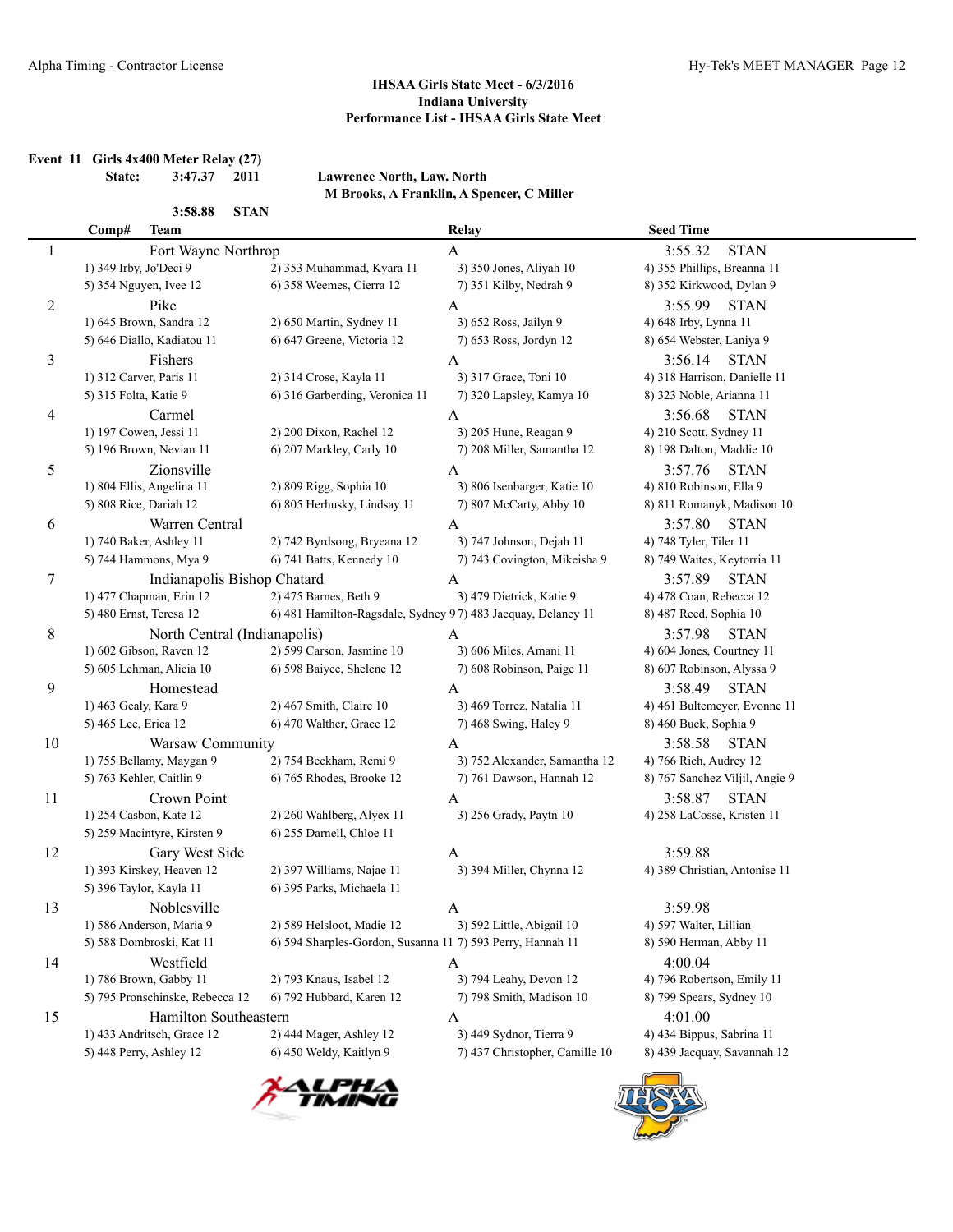**IHSAA Girls State Meet - 6/3/2016**
**Indiana University**
**Performance List - IHSAA Girls State Meet**

**Event 11 Girls 4x400 Meter Relay (27)**

**State: 3:47.37 2011 Lawrence North, Law. North**
**M Brooks, A Franklin, A Spencer, C Miller**

**3:58.88 STAN**

| Comp# | Team | Relay | Seed Time |
|---|---|---|---|
| 1 | Fort Wayne Northrop | A | 3:55.32 STAN |
| | 1) 349 Irby, Jo'Deci 9; 2) 353 Muhammad, Kyara 11; 3) 350 Jones, Aliyah 10; 4) 355 Phillips, Breanna 11; 5) 354 Nguyen, Ivee 12; 6) 358 Weemes, Cierra 12; 7) 351 Kilby, Nedrah 9; 8) 352 Kirkwood, Dylan 9 | | |
| 2 | Pike | A | 3:55.99 STAN |
| | 1) 645 Brown, Sandra 12; 2) 650 Martin, Sydney 11; 3) 652 Ross, Jailyn 9; 4) 648 Irby, Lynna 11; 5) 646 Diallo, Kadiatou 11; 6) 647 Greene, Victoria 12; 7) 653 Ross, Jordyn 12; 8) 654 Webster, Laniya 9 | | |
| 3 | Fishers | A | 3:56.14 STAN |
| | 1) 312 Carver, Paris 11; 2) 314 Crose, Kayla 11; 3) 317 Grace, Toni 10; 4) 318 Harrison, Danielle 11; 5) 315 Folta, Katie 9; 6) 316 Garberding, Veronica 11; 7) 320 Lapsley, Kamya 10; 8) 323 Noble, Arianna 11 | | |
| 4 | Carmel | A | 3:56.68 STAN |
| | 1) 197 Cowen, Jessi 11; 2) 200 Dixon, Rachel 12; 3) 205 Hune, Reagan 9; 4) 210 Scott, Sydney 11; 5) 196 Brown, Nevian 11; 6) 207 Markley, Carly 10; 7) 208 Miller, Samantha 12; 8) 198 Dalton, Maddie 10 | | |
| 5 | Zionsville | A | 3:57.76 STAN |
| | 1) 804 Ellis, Angelina 11; 2) 809 Rigg, Sophia 10; 3) 806 Isenbarger, Katie 10; 4) 810 Robinson, Ella 9; 5) 808 Rice, Dariah 12; 6) 805 Herhusky, Lindsay 11; 7) 807 McCarty, Abby 10; 8) 811 Romanyk, Madison 10 | | |
| 6 | Warren Central | A | 3:57.80 STAN |
| | 1) 740 Baker, Ashley 11; 2) 742 Byrdsong, Bryeana 12; 3) 747 Johnson, Dejah 11; 4) 748 Tyler, Tiler 11; 5) 744 Hammons, Mya 9; 6) 741 Batts, Kennedy 10; 7) 743 Covington, Mikeisha 9; 8) 749 Waites, Keytorria 11 | | |
| 7 | Indianapolis Bishop Chatard | A | 3:57.89 STAN |
| | 1) 477 Chapman, Erin 12; 2) 475 Barnes, Beth 9; 3) 479 Dietrick, Katie 9; 4) 478 Coan, Rebecca 12; 5) 480 Ernst, Teresa 12; 6) 481 Hamilton-Ragsdale, Sydney 9; 7) 483 Jacquay, Delaney 11; 8) 487 Reed, Sophia 10 | | |
| 8 | North Central (Indianapolis) | A | 3:57.98 STAN |
| | 1) 602 Gibson, Raven 12; 2) 599 Carson, Jasmine 10; 3) 606 Miles, Amani 11; 4) 604 Jones, Courtney 11; 5) 605 Lehman, Alicia 10; 6) 598 Baiyee, Shelene 12; 7) 608 Robinson, Paige 11; 8) 607 Robinson, Alyssa 9 | | |
| 9 | Homestead | A | 3:58.49 STAN |
| | 1) 463 Gealy, Kara 9; 2) 467 Smith, Claire 10; 3) 469 Torrez, Natalia 11; 4) 461 Bultemeyer, Evonne 11; 5) 465 Lee, Erica 12; 6) 470 Walther, Grace 12; 7) 468 Swing, Haley 9; 8) 460 Buck, Sophia 9 | | |
| 10 | Warsaw Community | A | 3:58.58 STAN |
| | 1) 755 Bellamy, Maygan 9; 2) 754 Beckham, Remi 9; 3) 752 Alexander, Samantha 12; 4) 766 Rich, Audrey 12; 5) 763 Kehler, Caitlin 9; 6) 765 Rhodes, Brooke 12; 7) 761 Dawson, Hannah 12; 8) 767 Sanchez Viljil, Angie 9 | | |
| 11 | Crown Point | A | 3:58.87 STAN |
| | 1) 254 Casbon, Kate 12; 2) 260 Wahlberg, Alyex 11; 3) 256 Grady, Paytn 10; 4) 258 LaCosse, Kristen 11; 5) 259 Macintyre, Kirsten 9; 6) 255 Darnell, Chloe 11 | | |
| 12 | Gary West Side | A | 3:59.88 |
| | 1) 393 Kirskey, Heaven 12; 2) 397 Williams, Najae 11; 3) 394 Miller, Chynna 12; 4) 389 Christian, Antonise 11; 5) 396 Taylor, Kayla 11; 6) 395 Parks, Michaela 11 | | |
| 13 | Noblesville | A | 3:59.98 |
| | 1) 586 Anderson, Maria 9; 2) 589 Helsloot, Madie 12; 3) 592 Little, Abigail 10; 4) 597 Walter, Lillian; 5) 588 Dombroski, Kat 11; 6) 594 Sharples-Gordon, Susanna 11; 7) 593 Perry, Hannah 11; 8) 590 Herman, Abby 11 | | |
| 14 | Westfield | A | 4:00.04 |
| | 1) 786 Brown, Gabby 11; 2) 793 Knaus, Isabel 12; 3) 794 Leahy, Devon 12; 4) 796 Robertson, Emily 11; 5) 795 Pronschinske, Rebecca 12; 6) 792 Hubbard, Karen 12; 7) 798 Smith, Madison 10; 8) 799 Spears, Sydney 10 | | |
| 15 | Hamilton Southeastern | A | 4:01.00 |
| | 1) 433 Andritsch, Grace 12; 2) 444 Mager, Ashley 12; 3) 449 Sydnor, Tierra 9; 4) 434 Bippus, Sabrina 11; 5) 448 Perry, Ashley 12; 6) 450 Weldy, Kaitlyn 9; 7) 437 Christopher, Camille 10; 8) 439 Jacquay, Savannah 12 | | |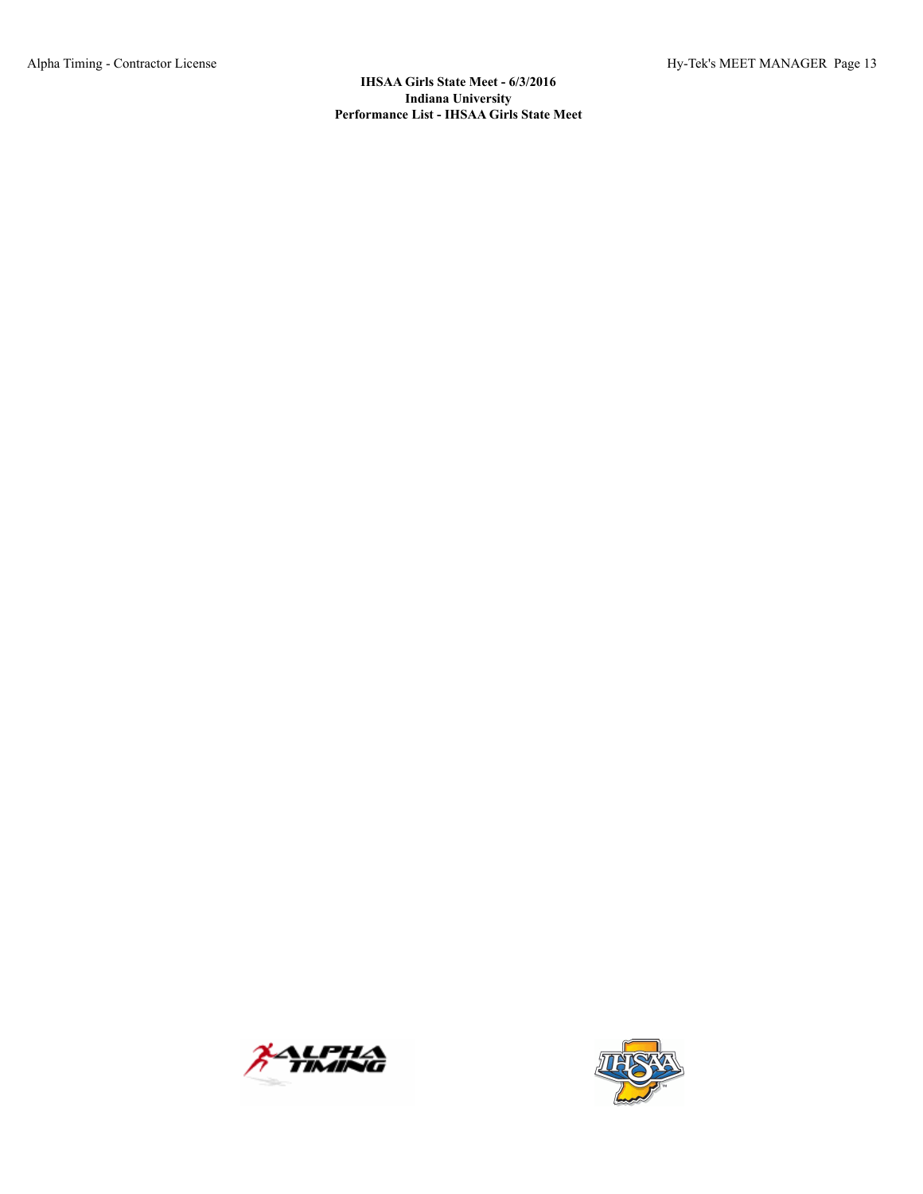**IHSAA Girls State Meet - 6/3/2016**

**Indiana University**

**Performance List - IHSAA Girls State Meet**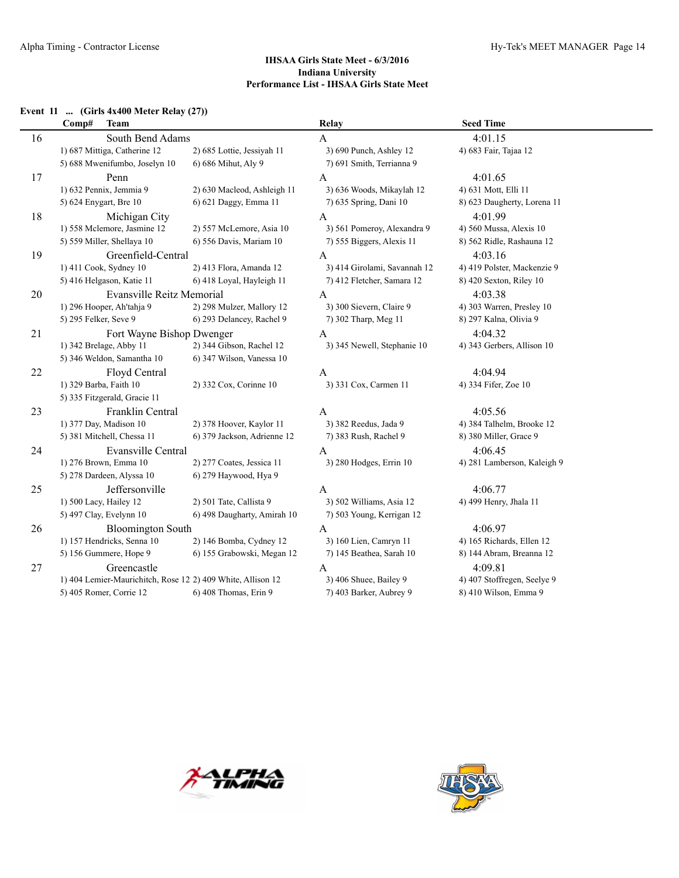## IHSAA Girls State Meet - 6/3/2016
## Indiana University
## Performance List - IHSAA Girls State Meet

### Event 11 ... (Girls 4x400 Meter Relay (27))

| Comp# | Team | | Relay | Seed Time |
|---|---|---|---|---|
| 16 | South Bend Adams | | A | 4:01.15 |
| | 1) 687 Mittiga, Catherine 12 | 2) 685 Lottie, Jessiyah 11 | 3) 690 Punch, Ashley 12 | 4) 683 Fair, Tajaa 12 |
| | 5) 688 Mwenifumbo, Joselyn 10 | 6) 686 Mihut, Aly 9 | 7) 691 Smith, Terrianna 9 | |
| 17 | Penn | | A | 4:01.65 |
| | 1) 632 Pennix, Jemmia 9 | 2) 630 Macleod, Ashleigh 11 | 3) 636 Woods, Mikaylah 12 | 4) 631 Mott, Elli 11 |
| | 5) 624 Enygart, Bre 10 | 6) 621 Daggy, Emma 11 | 7) 635 Spring, Dani 10 | 8) 623 Daugherty, Lorena 11 |
| 18 | Michigan City | | A | 4:01.99 |
| | 1) 558 Mclemore, Jasmine 12 | 2) 557 McLemore, Asia 10 | 3) 561 Pomeroy, Alexandra 9 | 4) 560 Mussa, Alexis 10 |
| | 5) 559 Miller, Shellaya 10 | 6) 556 Davis, Mariam 10 | 7) 555 Biggers, Alexis 11 | 8) 562 Ridle, Rashauna 12 |
| 19 | Greenfield-Central | | A | 4:03.16 |
| | 1) 411 Cook, Sydney 10 | 2) 413 Flora, Amanda 12 | 3) 414 Girolami, Savannah 12 | 4) 419 Polster, Mackenzie 9 |
| | 5) 416 Helgason, Katie 11 | 6) 418 Loyal, Hayleigh 11 | 7) 412 Fletcher, Samara 12 | 8) 420 Sexton, Riley 10 |
| 20 | Evansville Reitz Memorial | | A | 4:03.38 |
| | 1) 296 Hooper, Ah'tahja 9 | 2) 298 Mulzer, Mallory 12 | 3) 300 Sievern, Claire 9 | 4) 303 Warren, Presley 10 |
| | 5) 295 Felker, Seve 9 | 6) 293 Delancey, Rachel 9 | 7) 302 Tharp, Meg 11 | 8) 297 Kalna, Olivia 9 |
| 21 | Fort Wayne Bishop Dwenger | | A | 4:04.32 |
| | 1) 342 Brelage, Abby 11 | 2) 344 Gibson, Rachel 12 | 3) 345 Newell, Stephanie 10 | 4) 343 Gerbers, Allison 10 |
| | 5) 346 Weldon, Samantha 10 | 6) 347 Wilson, Vanessa 10 | | |
| 22 | Floyd Central | | A | 4:04.94 |
| | 1) 329 Barba, Faith 10 | 2) 332 Cox, Corinne 10 | 3) 331 Cox, Carmen 11 | 4) 334 Fifer, Zoe 10 |
| | 5) 335 Fitzgerald, Gracie 11 | | | |
| 23 | Franklin Central | | A | 4:05.56 |
| | 1) 377 Day, Madison 10 | 2) 378 Hoover, Kaylor 11 | 3) 382 Reedus, Jada 9 | 4) 384 Talhelm, Brooke 12 |
| | 5) 381 Mitchell, Chessa 11 | 6) 379 Jackson, Adrienne 12 | 7) 383 Rush, Rachel 9 | 8) 380 Miller, Grace 9 |
| 24 | Evansville Central | | A | 4:06.45 |
| | 1) 276 Brown, Emma 10 | 2) 277 Coates, Jessica 11 | 3) 280 Hodges, Errin 10 | 4) 281 Lamberson, Kaleigh 9 |
| | 5) 278 Dardeen, Alyssa 10 | 6) 279 Haywood, Hya 9 | | |
| 25 | Jeffersonville | | A | 4:06.77 |
| | 1) 500 Lacy, Hailey 12 | 2) 501 Tate, Callista 9 | 3) 502 Williams, Asia 12 | 4) 499 Henry, Jhala 11 |
| | 5) 497 Clay, Evelynn 10 | 6) 498 Daugharty, Amirah 10 | 7) 503 Young, Kerrigan 12 | |
| 26 | Bloomington South | | A | 4:06.97 |
| | 1) 157 Hendricks, Senna 10 | 2) 146 Bomba, Cydney 12 | 3) 160 Lien, Camryn 11 | 4) 165 Richards, Ellen 12 |
| | 5) 156 Gummere, Hope 9 | 6) 155 Grabowski, Megan 12 | 7) 145 Beathea, Sarah 10 | 8) 144 Abram, Breanna 12 |
| 27 | Greencastle | | A | 4:09.81 |
| | 1) 404 Lemier-Maurichitch, Rose 12 | 2) 409 White, Allison 12 | 3) 406 Shuee, Bailey 9 | 4) 407 Stoffregen, Seelye 9 |
| | 5) 405 Romer, Corrie 12 | 6) 408 Thomas, Erin 9 | 7) 403 Barker, Aubrey 9 | 8) 410 Wilson, Emma 9 |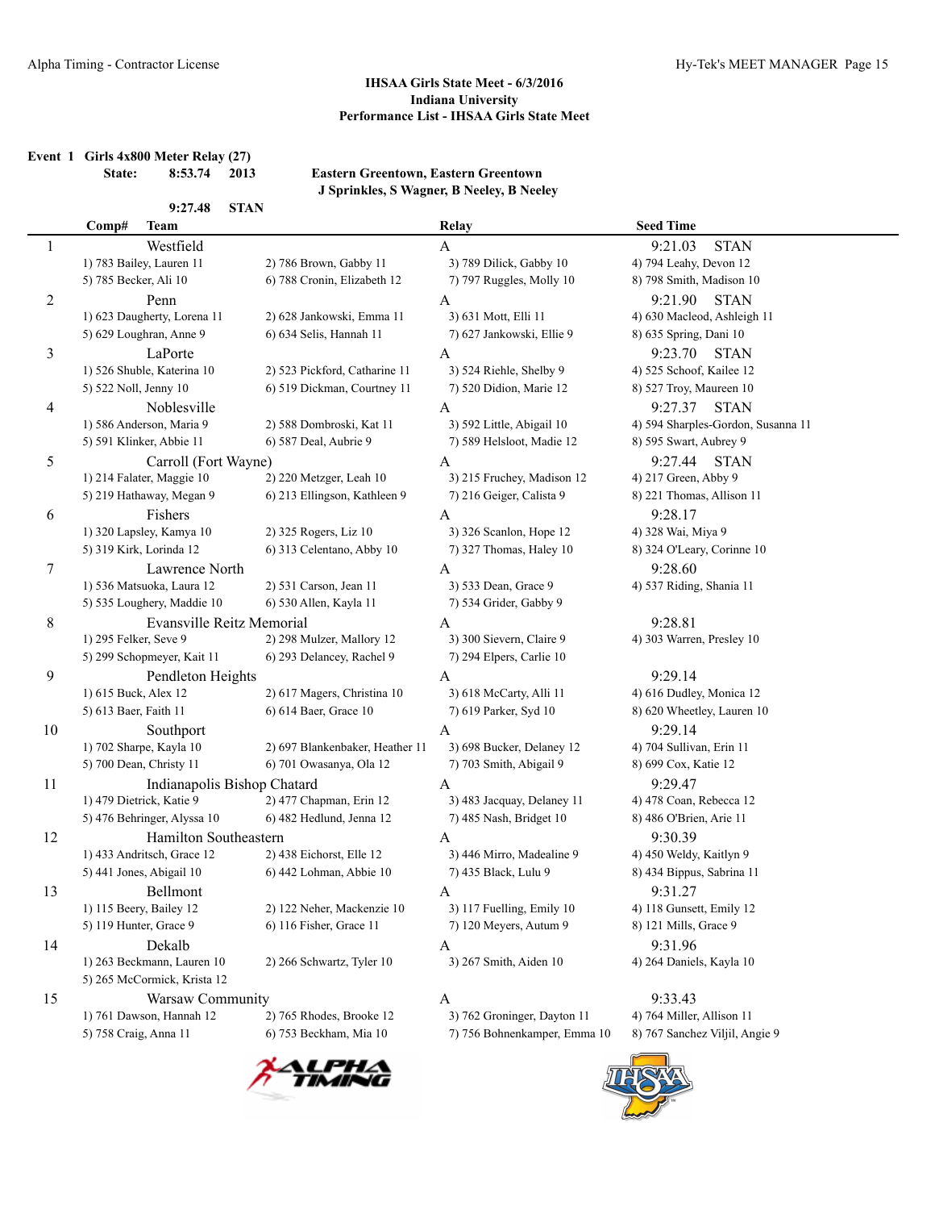## IHSAA Girls State Meet - 6/3/2016
## Indiana University
## Performance List - IHSAA Girls State Meet

**Event 1 Girls 4x800 Meter Relay (27)**

**State: 8:53.74 2013** Eastern Greentown, Eastern Greentown
J Sprinkles, S Wagner, B Neeley, B Neeley

**9:27.48 STAN**

| Comp# | Team | | Relay | Seed Time |
|---|---|---|---|---|
| 1 | Westfield | | A | 9:21.03 STAN |
| | 1) 783 Bailey, Lauren 11 | 2) 786 Brown, Gabby 11 | 3) 789 Dilick, Gabby 10 | 4) 794 Leahy, Devon 12 |
| | 5) 785 Becker, Ali 10 | 6) 788 Cronin, Elizabeth 12 | 7) 797 Ruggles, Molly 10 | 8) 798 Smith, Madison 10 |
| 2 | Penn | | A | 9:21.90 STAN |
| | 1) 623 Daugherty, Lorena 11 | 2) 628 Jankowski, Emma 11 | 3) 631 Mott, Elli 11 | 4) 630 Macleod, Ashleigh 11 |
| | 5) 629 Loughran, Anne 9 | 6) 634 Selis, Hannah 11 | 7) 627 Jankowski, Ellie 9 | 8) 635 Spring, Dani 10 |
| 3 | LaPorte | | A | 9:23.70 STAN |
| | 1) 526 Shuble, Katerina 10 | 2) 523 Pickford, Catharine 11 | 3) 524 Riehle, Shelby 9 | 4) 525 Schoof, Kailee 12 |
| | 5) 522 Noll, Jenny 10 | 6) 519 Dickman, Courtney 11 | 7) 520 Didion, Marie 12 | 8) 527 Troy, Maureen 10 |
| 4 | Noblesville | | A | 9:27.37 STAN |
| | 1) 586 Anderson, Maria 9 | 2) 588 Dombroski, Kat 11 | 3) 592 Little, Abigail 10 | 4) 594 Sharples-Gordon, Susanna 11 |
| | 5) 591 Klinker, Abbie 11 | 6) 587 Deal, Aubrie 9 | 7) 589 Helsloot, Madie 12 | 8) 595 Swart, Aubrey 9 |
| 5 | Carroll (Fort Wayne) | | A | 9:27.44 STAN |
| | 1) 214 Falater, Maggie 10 | 2) 220 Metzger, Leah 10 | 3) 215 Fruchey, Madison 12 | 4) 217 Green, Abby 9 |
| | 5) 219 Hathaway, Megan 9 | 6) 213 Ellingson, Kathleen 9 | 7) 216 Geiger, Calista 9 | 8) 221 Thomas, Allison 11 |
| 6 | Fishers | | A | 9:28.17 |
| | 1) 320 Lapsley, Kamya 10 | 2) 325 Rogers, Liz 10 | 3) 326 Scanlon, Hope 12 | 4) 328 Wai, Miya 9 |
| | 5) 319 Kirk, Lorinda 12 | 6) 313 Celentano, Abby 10 | 7) 327 Thomas, Haley 10 | 8) 324 O'Leary, Corinne 10 |
| 7 | Lawrence North | | A | 9:28.60 |
| | 1) 536 Matsuoka, Laura 12 | 2) 531 Carson, Jean 11 | 3) 533 Dean, Grace 9 | 4) 537 Riding, Shania 11 |
| | 5) 535 Loughery, Maddie 10 | 6) 530 Allen, Kayla 11 | 7) 534 Grider, Gabby 9 | |
| 8 | Evansville Reitz Memorial | | A | 9:28.81 |
| | 1) 295 Felker, Seve 9 | 2) 298 Mulzer, Mallory 12 | 3) 300 Sievern, Claire 9 | 4) 303 Warren, Presley 10 |
| | 5) 299 Schopmeyer, Kait 11 | 6) 293 Delancey, Rachel 9 | 7) 294 Elpers, Carlie 10 | |
| 9 | Pendleton Heights | | A | 9:29.14 |
| | 1) 615 Buck, Alex 12 | 2) 617 Magers, Christina 10 | 3) 618 McCarty, Alli 11 | 4) 616 Dudley, Monica 12 |
| | 5) 613 Baer, Faith 11 | 6) 614 Baer, Grace 10 | 7) 619 Parker, Syd 10 | 8) 620 Wheetley, Lauren 10 |
| 10 | Southport | | A | 9:29.14 |
| | 1) 702 Sharpe, Kayla 10 | 2) 697 Blankenbaker, Heather 11 | 3) 698 Bucker, Delaney 12 | 4) 704 Sullivan, Erin 11 |
| | 5) 700 Dean, Christy 11 | 6) 701 Owasanya, Ola 12 | 7) 703 Smith, Abigail 9 | 8) 699 Cox, Katie 12 |
| 11 | Indianapolis Bishop Chatard | | A | 9:29.47 |
| | 1) 479 Dietrick, Katie 9 | 2) 477 Chapman, Erin 12 | 3) 483 Jacquay, Delaney 11 | 4) 478 Coan, Rebecca 12 |
| | 5) 476 Behringer, Alyssa 10 | 6) 482 Hedlund, Jenna 12 | 7) 485 Nash, Bridget 10 | 8) 486 O'Brien, Arie 11 |
| 12 | Hamilton Southeastern | | A | 9:30.39 |
| | 1) 433 Andritsch, Grace 12 | 2) 438 Eichorst, Elle 12 | 3) 446 Mirro, Madealine 9 | 4) 450 Weldy, Kaitlyn 9 |
| | 5) 441 Jones, Abigail 10 | 6) 442 Lohman, Abbie 10 | 7) 435 Black, Lulu 9 | 8) 434 Bippus, Sabrina 11 |
| 13 | Bellmont | | A | 9:31.27 |
| | 1) 115 Beery, Bailey 12 | 2) 122 Neher, Mackenzie 10 | 3) 117 Fuelling, Emily 10 | 4) 118 Gunsett, Emily 12 |
| | 5) 119 Hunter, Grace 9 | 6) 116 Fisher, Grace 11 | 7) 120 Meyers, Autum 9 | 8) 121 Mills, Grace 9 |
| 14 | Dekalb | | A | 9:31.96 |
| | 1) 263 Beckmann, Lauren 10 | 2) 266 Schwartz, Tyler 10 | 3) 267 Smith, Aiden 10 | 4) 264 Daniels, Kayla 10 |
| | 5) 265 McCormick, Krista 12 | | | |
| 15 | Warsaw Community | | A | 9:33.43 |
| | 1) 761 Dawson, Hannah 12 | 2) 765 Rhodes, Brooke 12 | 3) 762 Groninger, Dayton 11 | 4) 764 Miller, Allison 11 |
| | 5) 758 Craig, Anna 11 | 6) 753 Beckham, Mia 10 | 7) 756 Bohnenkamper, Emma 10 | 8) 767 Sanchez Viljil, Angie 9 |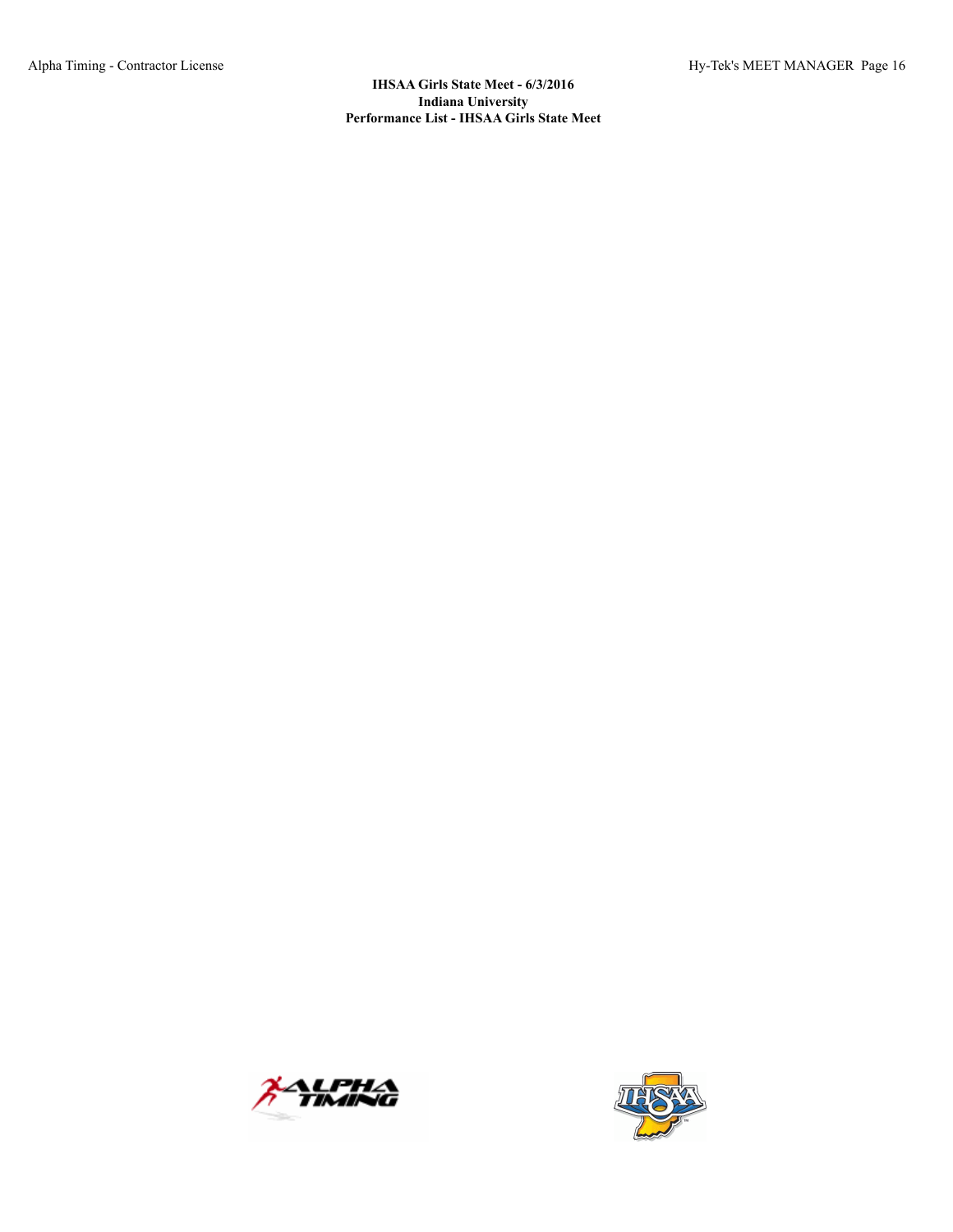**IHSAA Girls State Meet - 6/3/2016**
**Indiana University**
**Performance List - IHSAA Girls State Meet**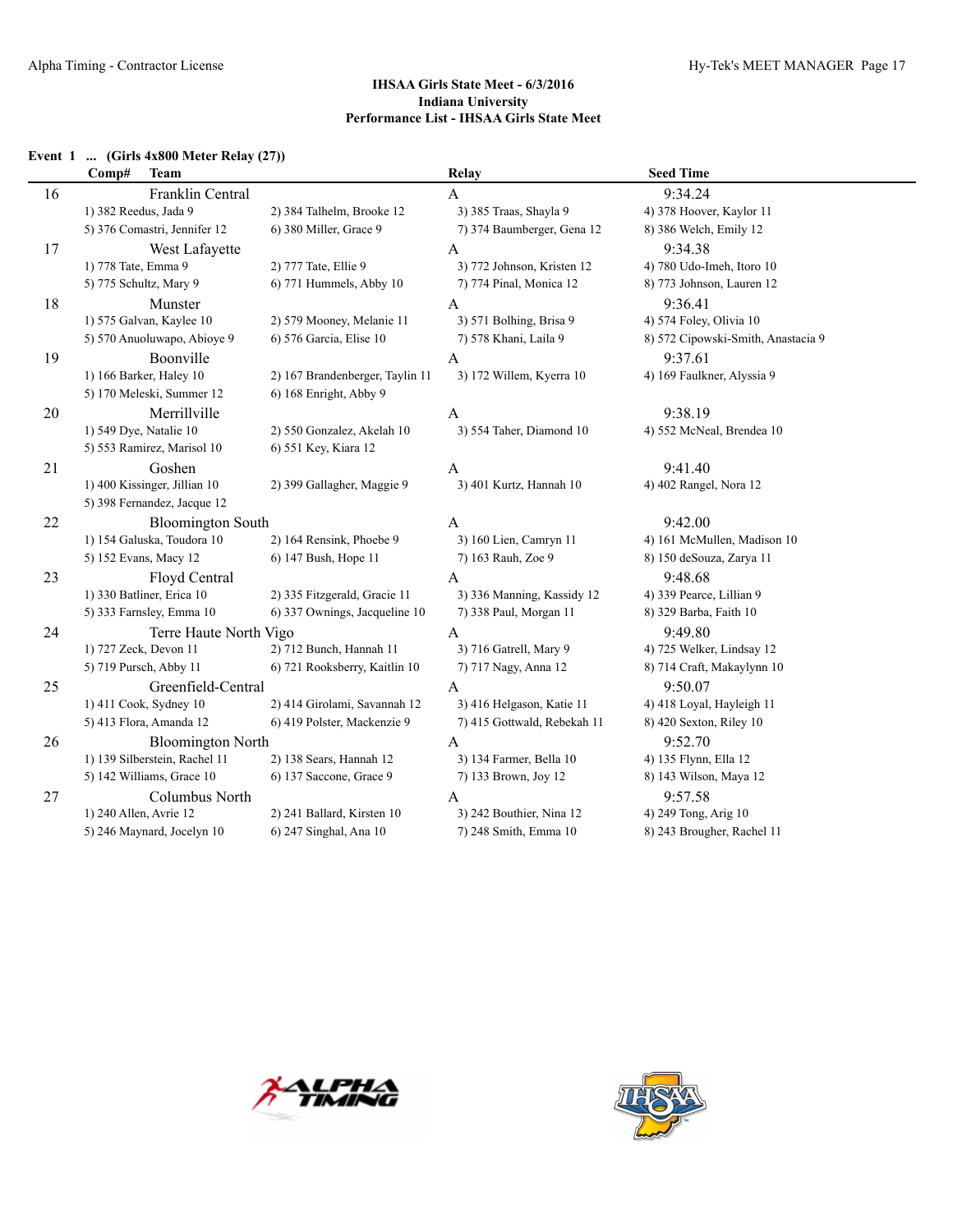### IHSAA Girls State Meet - 6/3/2016
### Indiana University
### Performance List - IHSAA Girls State Meet

**Event 1 ... (Girls 4x800 Meter Relay (27))**

| Comp# | Team | Relay | Seed Time |
|---|---|---|---|
| 16 | Franklin Central | A | 9:34.24 |
| | 1) 382 Reedus, Jada 9 | 2) 384 Talhelm, Brooke 12 | 3) 385 Traas, Shayla 9 | 4) 378 Hoover, Kaylor 11 |
| | 5) 376 Comastri, Jennifer 12 | 6) 380 Miller, Grace 9 | 7) 374 Baumberger, Gena 12 | 8) 386 Welch, Emily 12 |
| 17 | West Lafayette | A | 9:34.38 |
| | 1) 778 Tate, Emma 9 | 2) 777 Tate, Ellie 9 | 3) 772 Johnson, Kristen 12 | 4) 780 Udo-Imeh, Itoro 10 |
| | 5) 775 Schultz, Mary 9 | 6) 771 Hummels, Abby 10 | 7) 774 Pinal, Monica 12 | 8) 773 Johnson, Lauren 12 |
| 18 | Munster | A | 9:36.41 |
| | 1) 575 Galvan, Kaylee 10 | 2) 579 Mooney, Melanie 11 | 3) 571 Bolhing, Brisa 9 | 4) 574 Foley, Olivia 10 |
| | 5) 570 Anuoluwapo, Abioye 9 | 6) 576 Garcia, Elise 10 | 7) 578 Khani, Laila 9 | 8) 572 Cipowski-Smith, Anastacia 9 |
| 19 | Boonville | A | 9:37.61 |
| | 1) 166 Barker, Haley 10 | 2) 167 Brandenberger, Taylin 11 | 3) 172 Willem, Kyerra 10 | 4) 169 Faulkner, Alyssia 9 |
| | 5) 170 Meleski, Summer 12 | 6) 168 Enright, Abby 9 | | |
| 20 | Merrillville | A | 9:38.19 |
| | 1) 549 Dye, Natalie 10 | 2) 550 Gonzalez, Akelah 10 | 3) 554 Taher, Diamond 10 | 4) 552 McNeal, Brendea 10 |
| | 5) 553 Ramirez, Marisol 10 | 6) 551 Key, Kiara 12 | | |
| 21 | Goshen | A | 9:41.40 |
| | 1) 400 Kissinger, Jillian 10 | 2) 399 Gallagher, Maggie 9 | 3) 401 Kurtz, Hannah 10 | 4) 402 Rangel, Nora 12 |
| | 5) 398 Fernandez, Jacque 12 | | | |
| 22 | Bloomington South | A | 9:42.00 |
| | 1) 154 Galuska, Toudora 10 | 2) 164 Rensink, Phoebe 9 | 3) 160 Lien, Camryn 11 | 4) 161 McMullen, Madison 10 |
| | 5) 152 Evans, Macy 12 | 6) 147 Bush, Hope 11 | 7) 163 Rauh, Zoe 9 | 8) 150 deSouza, Zarya 11 |
| 23 | Floyd Central | A | 9:48.68 |
| | 1) 330 Batliner, Erica 10 | 2) 335 Fitzgerald, Gracie 11 | 3) 336 Manning, Kassidy 12 | 4) 339 Pearce, Lillian 9 |
| | 5) 333 Farnsley, Emma 10 | 6) 337 Ownings, Jacqueline 10 | 7) 338 Paul, Morgan 11 | 8) 329 Barba, Faith 10 |
| 24 | Terre Haute North Vigo | A | 9:49.80 |
| | 1) 727 Zeck, Devon 11 | 2) 712 Bunch, Hannah 11 | 3) 716 Gatrell, Mary 9 | 4) 725 Welker, Lindsay 12 |
| | 5) 719 Pursch, Abby 11 | 6) 721 Rooksberry, Kaitlin 10 | 7) 717 Nagy, Anna 12 | 8) 714 Craft, Makaylynn 10 |
| 25 | Greenfield-Central | A | 9:50.07 |
| | 1) 411 Cook, Sydney 10 | 2) 414 Girolami, Savannah 12 | 3) 416 Helgason, Katie 11 | 4) 418 Loyal, Hayleigh 11 |
| | 5) 413 Flora, Amanda 12 | 6) 419 Polster, Mackenzie 9 | 7) 415 Gottwald, Rebekah 11 | 8) 420 Sexton, Riley 10 |
| 26 | Bloomington North | A | 9:52.70 |
| | 1) 139 Silberstein, Rachel 11 | 2) 138 Sears, Hannah 12 | 3) 134 Farmer, Bella 10 | 4) 135 Flynn, Ella 12 |
| | 5) 142 Williams, Grace 10 | 6) 137 Saccone, Grace 9 | 7) 133 Brown, Joy 12 | 8) 143 Wilson, Maya 12 |
| 27 | Columbus North | A | 9:57.58 |
| | 1) 240 Allen, Avrie 12 | 2) 241 Ballard, Kirsten 10 | 3) 242 Bouthier, Nina 12 | 4) 249 Tong, Arig 10 |
| | 5) 246 Maynard, Jocelyn 10 | 6) 247 Singhal, Ana 10 | 7) 248 Smith, Emma 10 | 8) 243 Brougher, Rachel 11 |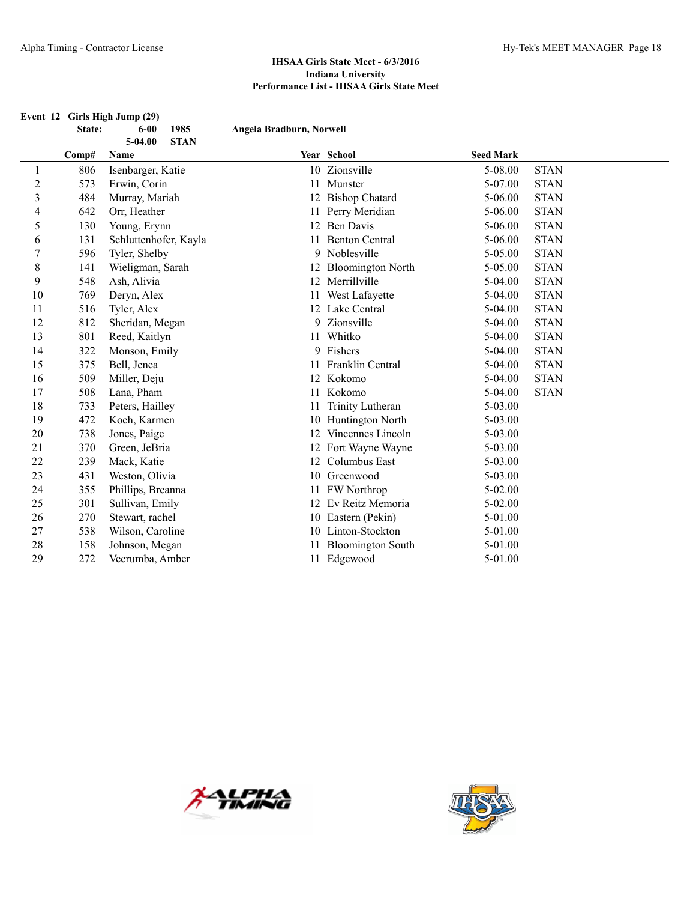**IHSAA Girls State Meet - 6/3/2016**
**Indiana University**
**Performance List - IHSAA Girls State Meet**

**Event 12 Girls High Jump (29)**

**State: 6-00 1985 Angela Bradburn, Norwell**
**5-04.00 STAN**

| | Comp# | Name | Year | School | Seed Mark | |
|---|---|---|---|---|---|---|
| 1 | 806 | Isenbarger, Katie | 10 | Zionsville | 5-08.00 | STAN |
| 2 | 573 | Erwin, Corin | 11 | Munster | 5-07.00 | STAN |
| 3 | 484 | Murray, Mariah | 12 | Bishop Chatard | 5-06.00 | STAN |
| 4 | 642 | Orr, Heather | 11 | Perry Meridian | 5-06.00 | STAN |
| 5 | 130 | Young, Erynn | 12 | Ben Davis | 5-06.00 | STAN |
| 6 | 131 | Schluttenhofer, Kayla | 11 | Benton Central | 5-06.00 | STAN |
| 7 | 596 | Tyler, Shelby | 9 | Noblesville | 5-05.00 | STAN |
| 8 | 141 | Wieligman, Sarah | 12 | Bloomington North | 5-05.00 | STAN |
| 9 | 548 | Ash, Alivia | 12 | Merrillville | 5-04.00 | STAN |
| 10 | 769 | Deryn, Alex | 11 | West Lafayette | 5-04.00 | STAN |
| 11 | 516 | Tyler, Alex | 12 | Lake Central | 5-04.00 | STAN |
| 12 | 812 | Sheridan, Megan | 9 | Zionsville | 5-04.00 | STAN |
| 13 | 801 | Reed, Kaitlyn | 11 | Whitko | 5-04.00 | STAN |
| 14 | 322 | Monson, Emily | 9 | Fishers | 5-04.00 | STAN |
| 15 | 375 | Bell, Jenea | 11 | Franklin Central | 5-04.00 | STAN |
| 16 | 509 | Miller, Deju | 12 | Kokomo | 5-04.00 | STAN |
| 17 | 508 | Lana, Pham | 11 | Kokomo | 5-04.00 | STAN |
| 18 | 733 | Peters, Hailley | 11 | Trinity Lutheran | 5-03.00 | |
| 19 | 472 | Koch, Karmen | 10 | Huntington North | 5-03.00 | |
| 20 | 738 | Jones, Paige | 12 | Vincennes Lincoln | 5-03.00 | |
| 21 | 370 | Green, JeBria | 12 | Fort Wayne Wayne | 5-03.00 | |
| 22 | 239 | Mack, Katie | 12 | Columbus East | 5-03.00 | |
| 23 | 431 | Weston, Olivia | 10 | Greenwood | 5-03.00 | |
| 24 | 355 | Phillips, Breanna | 11 | FW Northrop | 5-02.00 | |
| 25 | 301 | Sullivan, Emily | 12 | Ev Reitz Memoria | 5-02.00 | |
| 26 | 270 | Stewart, rachel | 10 | Eastern (Pekin) | 5-01.00 | |
| 27 | 538 | Wilson, Caroline | 10 | Linton-Stockton | 5-01.00 | |
| 28 | 158 | Johnson, Megan | 11 | Bloomington South | 5-01.00 | |
| 29 | 272 | Vecrumba, Amber | 11 | Edgewood | 5-01.00 | |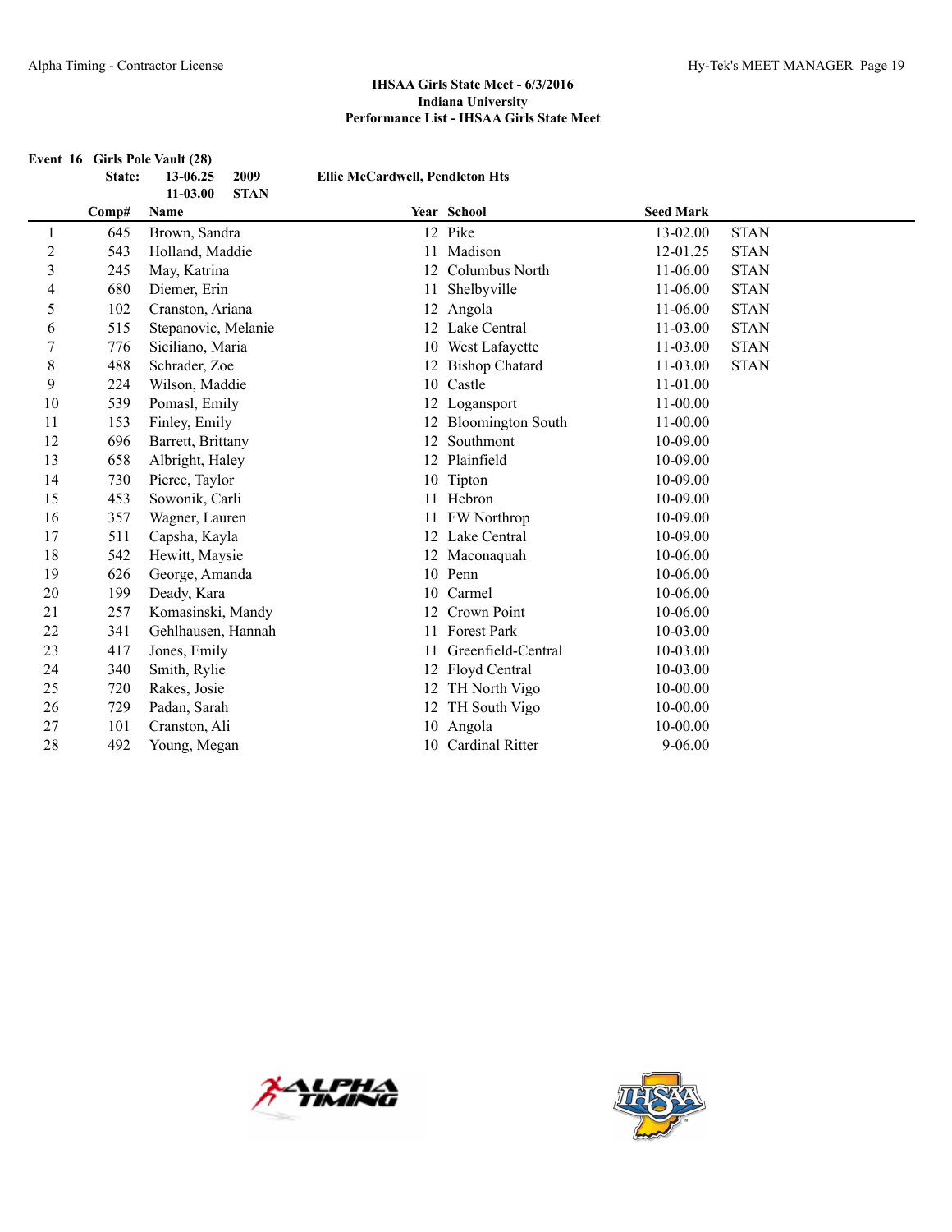**IHSAA Girls State Meet - 6/3/2016**
**Indiana University**
**Performance List - IHSAA Girls State Meet**

**Event 16 Girls Pole Vault (28)**

**State: 13-06.25 2009 Ellie McCardwell, Pendleton Hts**
**11-03.00 STAN**

| | Comp# | Name | Year | School | Seed Mark | |
|---|---|---|---|---|---|---|
| 1 | 645 | Brown, Sandra | 12 | Pike | 13-02.00 | STAN |
| 2 | 543 | Holland, Maddie | 11 | Madison | 12-01.25 | STAN |
| 3 | 245 | May, Katrina | 12 | Columbus North | 11-06.00 | STAN |
| 4 | 680 | Diemer, Erin | 11 | Shelbyville | 11-06.00 | STAN |
| 5 | 102 | Cranston, Ariana | 12 | Angola | 11-06.00 | STAN |
| 6 | 515 | Stepanovic, Melanie | 12 | Lake Central | 11-03.00 | STAN |
| 7 | 776 | Siciliano, Maria | 10 | West Lafayette | 11-03.00 | STAN |
| 8 | 488 | Schrader, Zoe | 12 | Bishop Chatard | 11-03.00 | STAN |
| 9 | 224 | Wilson, Maddie | 10 | Castle | 11-01.00 | |
| 10 | 539 | Pomasl, Emily | 12 | Logansport | 11-00.00 | |
| 11 | 153 | Finley, Emily | 12 | Bloomington South | 11-00.00 | |
| 12 | 696 | Barrett, Brittany | 12 | Southmont | 10-09.00 | |
| 13 | 658 | Albright, Haley | 12 | Plainfield | 10-09.00 | |
| 14 | 730 | Pierce, Taylor | 10 | Tipton | 10-09.00 | |
| 15 | 453 | Sowonik, Carli | 11 | Hebron | 10-09.00 | |
| 16 | 357 | Wagner, Lauren | 11 | FW Northrop | 10-09.00 | |
| 17 | 511 | Capsha, Kayla | 12 | Lake Central | 10-09.00 | |
| 18 | 542 | Hewitt, Maysie | 12 | Maconaquah | 10-06.00 | |
| 19 | 626 | George, Amanda | 10 | Penn | 10-06.00 | |
| 20 | 199 | Deady, Kara | 10 | Carmel | 10-06.00 | |
| 21 | 257 | Komasinski, Mandy | 12 | Crown Point | 10-06.00 | |
| 22 | 341 | Gehlhausen, Hannah | 11 | Forest Park | 10-03.00 | |
| 23 | 417 | Jones, Emily | 11 | Greenfield-Central | 10-03.00 | |
| 24 | 340 | Smith, Rylie | 12 | Floyd Central | 10-03.00 | |
| 25 | 720 | Rakes, Josie | 12 | TH North Vigo | 10-00.00 | |
| 26 | 729 | Padan, Sarah | 12 | TH South Vigo | 10-00.00 | |
| 27 | 101 | Cranston, Ali | 10 | Angola | 10-00.00 | |
| 28 | 492 | Young, Megan | 10 | Cardinal Ritter | 9-06.00 | |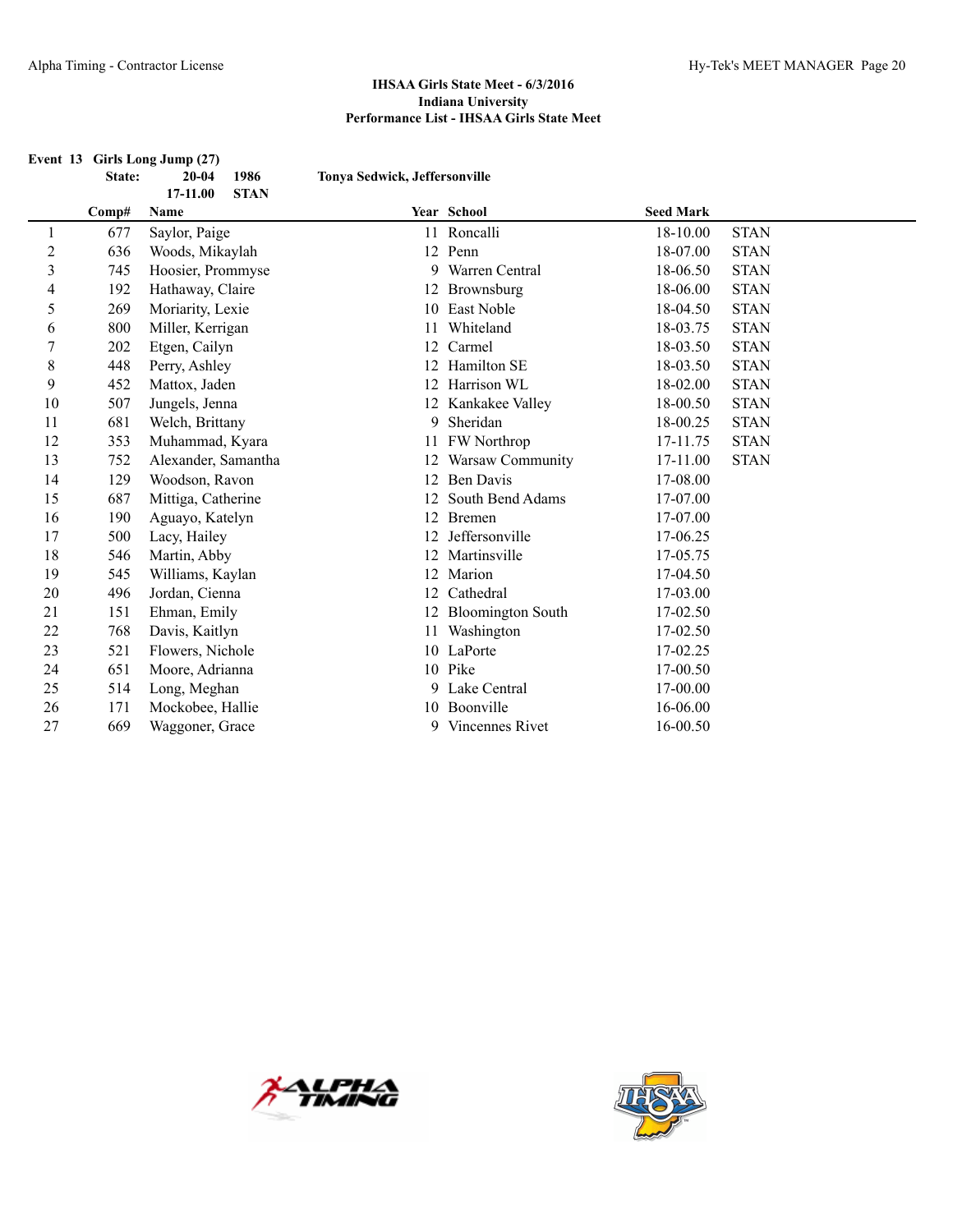### IHSAA Girls State Meet - 6/3/2016
### Indiana University
### Performance List - IHSAA Girls State Meet

**Event 13 Girls Long Jump (27)**

**State: 20-04 1986 Tonya Sedwick, Jeffersonville**
**17-11.00 STAN**

| | Comp# | Name | Year | School | Seed Mark | |
|---|---|---|---|---|---|---|
| 1 | 677 | Saylor, Paige | 11 | Roncalli | 18-10.00 | STAN |
| 2 | 636 | Woods, Mikaylah | 12 | Penn | 18-07.00 | STAN |
| 3 | 745 | Hoosier, Prommyse | 9 | Warren Central | 18-06.50 | STAN |
| 4 | 192 | Hathaway, Claire | 12 | Brownsburg | 18-06.00 | STAN |
| 5 | 269 | Moriarity, Lexie | 10 | East Noble | 18-04.50 | STAN |
| 6 | 800 | Miller, Kerrigan | 11 | Whiteland | 18-03.75 | STAN |
| 7 | 202 | Etgen, Cailyn | 12 | Carmel | 18-03.50 | STAN |
| 8 | 448 | Perry, Ashley | 12 | Hamilton SE | 18-03.50 | STAN |
| 9 | 452 | Mattox, Jaden | 12 | Harrison WL | 18-02.00 | STAN |
| 10 | 507 | Jungels, Jenna | 12 | Kankakee Valley | 18-00.50 | STAN |
| 11 | 681 | Welch, Brittany | 9 | Sheridan | 18-00.25 | STAN |
| 12 | 353 | Muhammad, Kyara | 11 | FW Northrop | 17-11.75 | STAN |
| 13 | 752 | Alexander, Samantha | 12 | Warsaw Community | 17-11.00 | STAN |
| 14 | 129 | Woodson, Ravon | 12 | Ben Davis | 17-08.00 | |
| 15 | 687 | Mittiga, Catherine | 12 | South Bend Adams | 17-07.00 | |
| 16 | 190 | Aguayo, Katelyn | 12 | Bremen | 17-07.00 | |
| 17 | 500 | Lacy, Hailey | 12 | Jeffersonville | 17-06.25 | |
| 18 | 546 | Martin, Abby | 12 | Martinsville | 17-05.75 | |
| 19 | 545 | Williams, Kaylan | 12 | Marion | 17-04.50 | |
| 20 | 496 | Jordan, Cienna | 12 | Cathedral | 17-03.00 | |
| 21 | 151 | Ehman, Emily | 12 | Bloomington South | 17-02.50 | |
| 22 | 768 | Davis, Kaitlyn | 11 | Washington | 17-02.50 | |
| 23 | 521 | Flowers, Nichole | 10 | LaPorte | 17-02.25 | |
| 24 | 651 | Moore, Adrianna | 10 | Pike | 17-00.50 | |
| 25 | 514 | Long, Meghan | 9 | Lake Central | 17-00.00 | |
| 26 | 171 | Mockobee, Hallie | 10 | Boonville | 16-06.00 | |
| 27 | 669 | Waggoner, Grace | 9 | Vincennes Rivet | 16-00.50 | |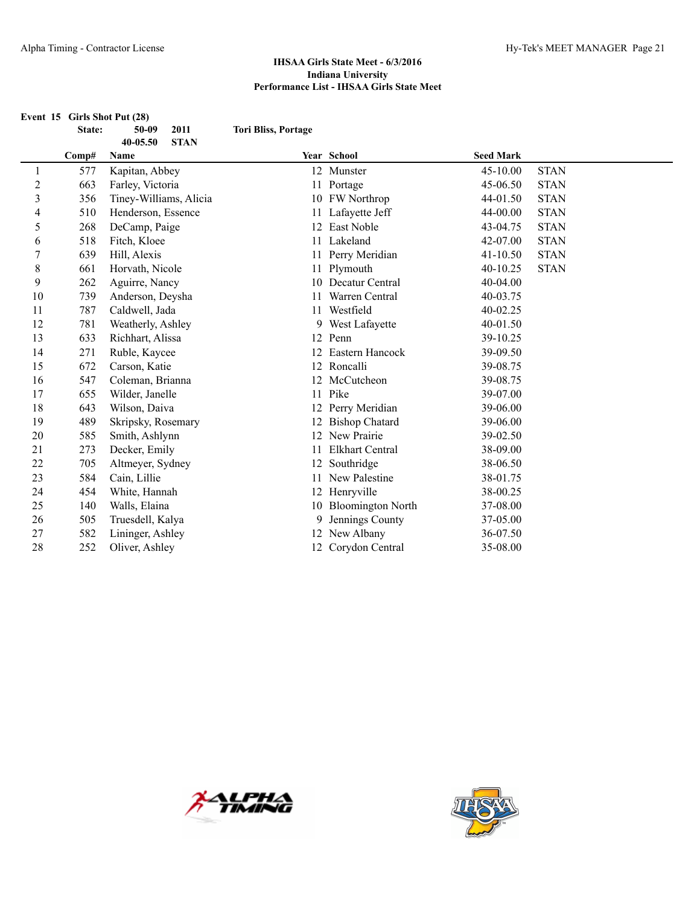## IHSAA Girls State Meet - 6/3/2016
## Indiana University
## Performance List - IHSAA Girls State Meet

### Event 15 Girls Shot Put (28)

State: 50-09 2011 Tori Bliss, Portage
40-05.50 STAN

| | Comp# | Name | Year | School | Seed Mark | |
|---|---|---|---|---|---|---|
| 1 | 577 | Kapitan, Abbey | 12 | Munster | 45-10.00 | STAN |
| 2 | 663 | Farley, Victoria | 11 | Portage | 45-06.50 | STAN |
| 3 | 356 | Tiney-Williams, Alicia | 10 | FW Northrop | 44-01.50 | STAN |
| 4 | 510 | Henderson, Essence | 11 | Lafayette Jeff | 44-00.00 | STAN |
| 5 | 268 | DeCamp, Paige | 12 | East Noble | 43-04.75 | STAN |
| 6 | 518 | Fitch, Kloee | 11 | Lakeland | 42-07.00 | STAN |
| 7 | 639 | Hill, Alexis | 11 | Perry Meridian | 41-10.50 | STAN |
| 8 | 661 | Horvath, Nicole | 11 | Plymouth | 40-10.25 | STAN |
| 9 | 262 | Aguirre, Nancy | 10 | Decatur Central | 40-04.00 | |
| 10 | 739 | Anderson, Deysha | 11 | Warren Central | 40-03.75 | |
| 11 | 787 | Caldwell, Jada | 11 | Westfield | 40-02.25 | |
| 12 | 781 | Weatherly, Ashley | 9 | West Lafayette | 40-01.50 | |
| 13 | 633 | Richhart, Alissa | 12 | Penn | 39-10.25 | |
| 14 | 271 | Ruble, Kaycee | 12 | Eastern Hancock | 39-09.50 | |
| 15 | 672 | Carson, Katie | 12 | Roncalli | 39-08.75 | |
| 16 | 547 | Coleman, Brianna | 12 | McCutcheon | 39-08.75 | |
| 17 | 655 | Wilder, Janelle | 11 | Pike | 39-07.00 | |
| 18 | 643 | Wilson, Daiva | 12 | Perry Meridian | 39-06.00 | |
| 19 | 489 | Skripsky, Rosemary | 12 | Bishop Chatard | 39-06.00 | |
| 20 | 585 | Smith, Ashlynn | 12 | New Prairie | 39-02.50 | |
| 21 | 273 | Decker, Emily | 11 | Elkhart Central | 38-09.00 | |
| 22 | 705 | Altmeyer, Sydney | 12 | Southridge | 38-06.50 | |
| 23 | 584 | Cain, Lillie | 11 | New Palestine | 38-01.75 | |
| 24 | 454 | White, Hannah | 12 | Henryville | 38-00.25 | |
| 25 | 140 | Walls, Elaina | 10 | Bloomington North | 37-08.00 | |
| 26 | 505 | Truesdell, Kalya | 9 | Jennings County | 37-05.00 | |
| 27 | 582 | Lininger, Ashley | 12 | New Albany | 36-07.50 | |
| 28 | 252 | Oliver, Ashley | 12 | Corydon Central | 35-08.00 | |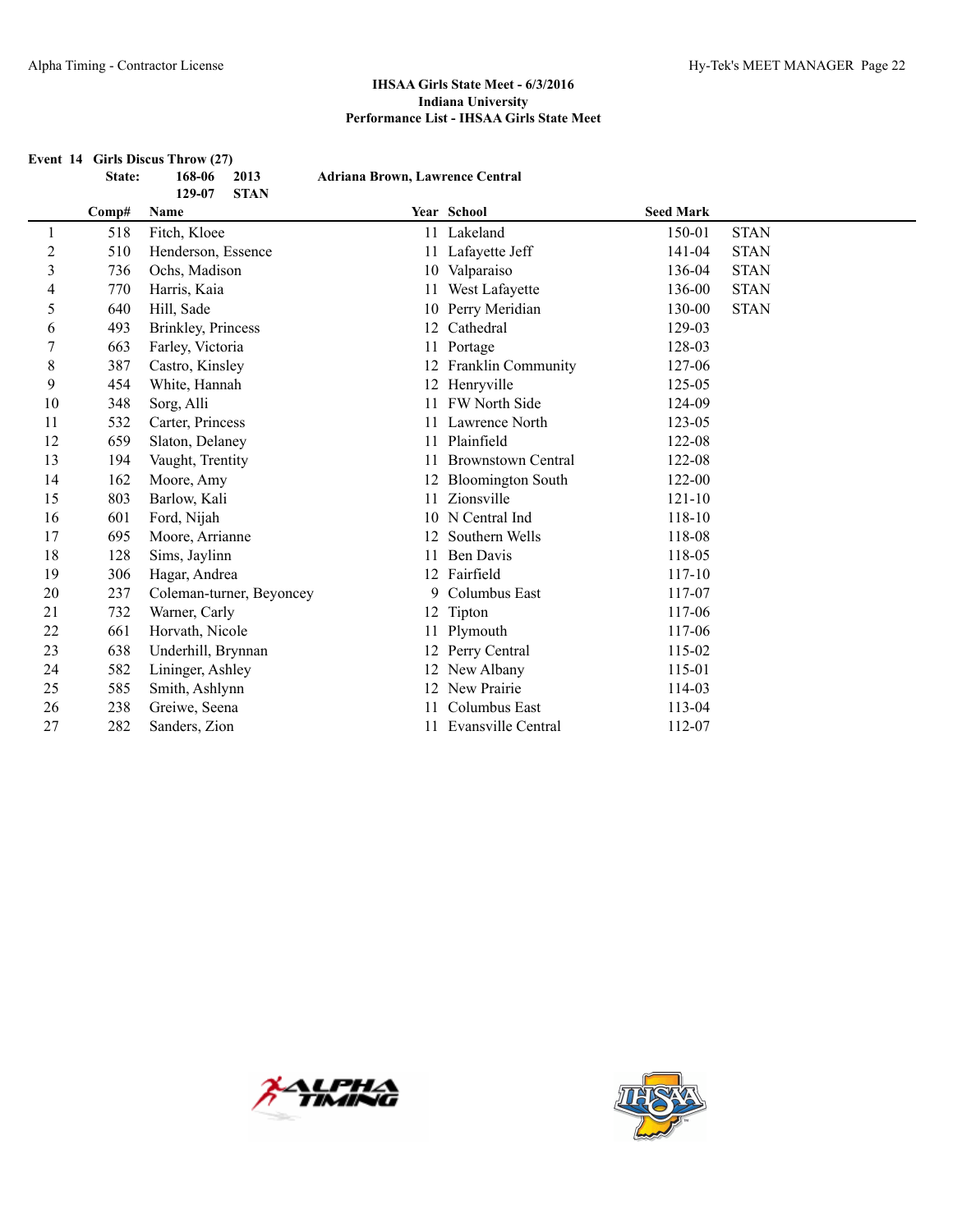### IHSAA Girls State Meet - 6/3/2016
### Indiana University
### Performance List - IHSAA Girls State Meet

**Event 14 Girls Discus Throw (27)**

**State: 168-06 2013 Adriana Brown, Lawrence Central**
**129-07 STAN**

| | Comp# | Name | Year | School | Seed Mark | |
|---|---|---|---|---|---|---|
| 1 | 518 | Fitch, Kloee | 11 | Lakeland | 150-01 | STAN |
| 2 | 510 | Henderson, Essence | 11 | Lafayette Jeff | 141-04 | STAN |
| 3 | 736 | Ochs, Madison | 10 | Valparaiso | 136-04 | STAN |
| 4 | 770 | Harris, Kaia | 11 | West Lafayette | 136-00 | STAN |
| 5 | 640 | Hill, Sade | 10 | Perry Meridian | 130-00 | STAN |
| 6 | 493 | Brinkley, Princess | 12 | Cathedral | 129-03 | |
| 7 | 663 | Farley, Victoria | 11 | Portage | 128-03 | |
| 8 | 387 | Castro, Kinsley | 12 | Franklin Community | 127-06 | |
| 9 | 454 | White, Hannah | 12 | Henryville | 125-05 | |
| 10 | 348 | Sorg, Alli | 11 | FW North Side | 124-09 | |
| 11 | 532 | Carter, Princess | 11 | Lawrence North | 123-05 | |
| 12 | 659 | Slaton, Delaney | 11 | Plainfield | 122-08 | |
| 13 | 194 | Vaught, Trentity | 11 | Brownstown Central | 122-08 | |
| 14 | 162 | Moore, Amy | 12 | Bloomington South | 122-00 | |
| 15 | 803 | Barlow, Kali | 11 | Zionsville | 121-10 | |
| 16 | 601 | Ford, Nijah | 10 | N Central Ind | 118-10 | |
| 17 | 695 | Moore, Arrianne | 12 | Southern Wells | 118-08 | |
| 18 | 128 | Sims, Jaylinn | 11 | Ben Davis | 118-05 | |
| 19 | 306 | Hagar, Andrea | 12 | Fairfield | 117-10 | |
| 20 | 237 | Coleman-turner, Beyoncey | 9 | Columbus East | 117-07 | |
| 21 | 732 | Warner, Carly | 12 | Tipton | 117-06 | |
| 22 | 661 | Horvath, Nicole | 11 | Plymouth | 117-06 | |
| 23 | 638 | Underhill, Brynnan | 12 | Perry Central | 115-02 | |
| 24 | 582 | Lininger, Ashley | 12 | New Albany | 115-01 | |
| 25 | 585 | Smith, Ashlynn | 12 | New Prairie | 114-03 | |
| 26 | 238 | Greiwe, Seena | 11 | Columbus East | 113-04 | |
| 27 | 282 | Sanders, Zion | 11 | Evansville Central | 112-07 | |